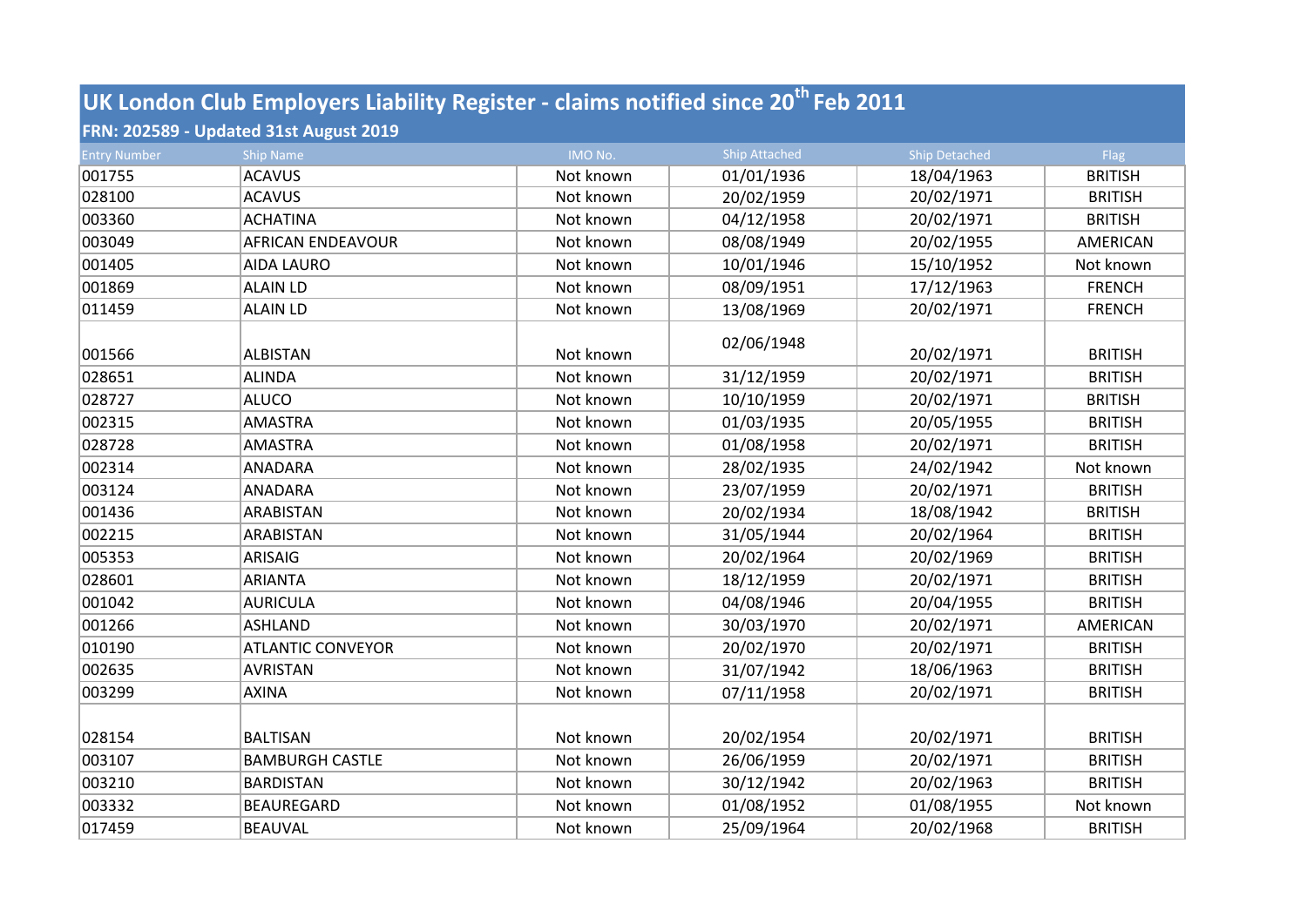# UK London Club Employers Liability Register - claims notified since 20th Feb 2011

## FRN: 202589 - Updated 31st August 2019

| Entry Number | Ship Name | IMO No. | Ship Attached | Ship Detached | Flag |
|---|---|---|---|---|---|
| 001755 | ACAVUS | Not known | 01/01/1936 | 18/04/1963 | BRITISH |
| 028100 | ACAVUS | Not known | 20/02/1959 | 20/02/1971 | BRITISH |
| 003360 | ACHATINA | Not known | 04/12/1958 | 20/02/1971 | BRITISH |
| 003049 | AFRICAN ENDEAVOUR | Not known | 08/08/1949 | 20/02/1955 | AMERICAN |
| 001405 | AIDA LAURO | Not known | 10/01/1946 | 15/10/1952 | Not known |
| 001869 | ALAIN LD | Not known | 08/09/1951 | 17/12/1963 | FRENCH |
| 011459 | ALAIN LD | Not known | 13/08/1969 | 20/02/1971 | FRENCH |
| 001566 | ALBISTAN | Not known | 02/06/1948 | 20/02/1971 | BRITISH |
| 028651 | ALINDA | Not known | 31/12/1959 | 20/02/1971 | BRITISH |
| 028727 | ALUCO | Not known | 10/10/1959 | 20/02/1971 | BRITISH |
| 002315 | AMASTRA | Not known | 01/03/1935 | 20/05/1955 | BRITISH |
| 028728 | AMASTRA | Not known | 01/08/1958 | 20/02/1971 | BRITISH |
| 002314 | ANADARA | Not known | 28/02/1935 | 24/02/1942 | Not known |
| 003124 | ANADARA | Not known | 23/07/1959 | 20/02/1971 | BRITISH |
| 001436 | ARABISTAN | Not known | 20/02/1934 | 18/08/1942 | BRITISH |
| 002215 | ARABISTAN | Not known | 31/05/1944 | 20/02/1964 | BRITISH |
| 005353 | ARISAIG | Not known | 20/02/1964 | 20/02/1969 | BRITISH |
| 028601 | ARIANTA | Not known | 18/12/1959 | 20/02/1971 | BRITISH |
| 001042 | AURICULA | Not known | 04/08/1946 | 20/04/1955 | BRITISH |
| 001266 | ASHLAND | Not known | 30/03/1970 | 20/02/1971 | AMERICAN |
| 010190 | ATLANTIC CONVEYOR | Not known | 20/02/1970 | 20/02/1971 | BRITISH |
| 002635 | AVRISTAN | Not known | 31/07/1942 | 18/06/1963 | BRITISH |
| 003299 | AXINA | Not known | 07/11/1958 | 20/02/1971 | BRITISH |
| 028154 | BALTISAN | Not known | 20/02/1954 | 20/02/1971 | BRITISH |
| 003107 | BAMBURGH CASTLE | Not known | 26/06/1959 | 20/02/1971 | BRITISH |
| 003210 | BARDISTAN | Not known | 30/12/1942 | 20/02/1963 | BRITISH |
| 003332 | BEAUREGARD | Not known | 01/08/1952 | 01/08/1955 | Not known |
| 017459 | BEAUVAL | Not known | 25/09/1964 | 20/02/1968 | BRITISH |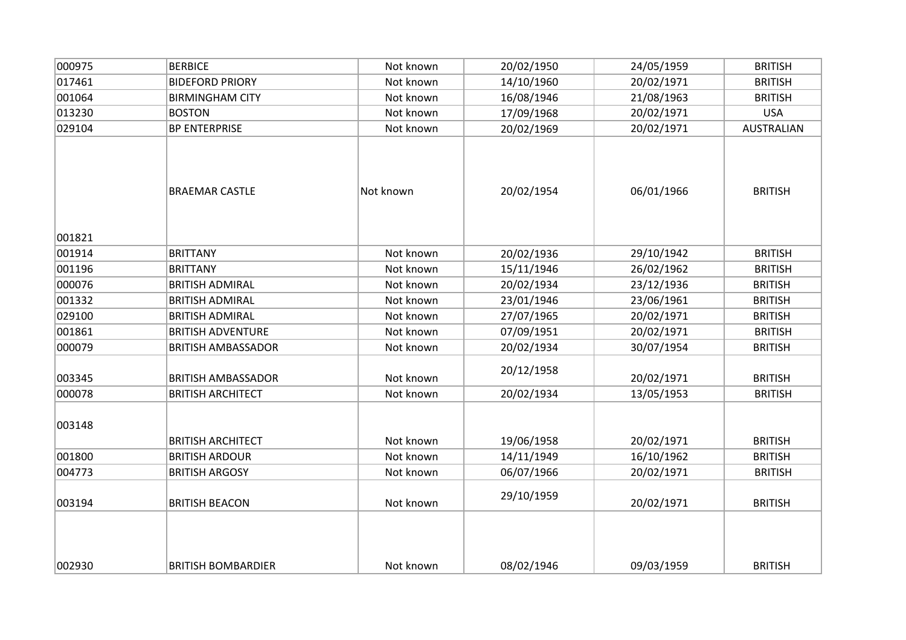| | | | | | |
|---|---|---|---|---|---|
| 000975 | BERBICE | Not known | 20/02/1950 | 24/05/1959 | BRITISH |
| 017461 | BIDEFORD PRIORY | Not known | 14/10/1960 | 20/02/1971 | BRITISH |
| 001064 | BIRMINGHAM CITY | Not known | 16/08/1946 | 21/08/1963 | BRITISH |
| 013230 | BOSTON | Not known | 17/09/1968 | 20/02/1971 | USA |
| 029104 | BP ENTERPRISE | Not known | 20/02/1969 | 20/02/1971 | AUSTRALIAN |
| 001821 | BRAEMAR CASTLE | Not known | 20/02/1954 | 06/01/1966 | BRITISH |
| 001914 | BRITTANY | Not known | 20/02/1936 | 29/10/1942 | BRITISH |
| 001196 | BRITTANY | Not known | 15/11/1946 | 26/02/1962 | BRITISH |
| 000076 | BRITISH ADMIRAL | Not known | 20/02/1934 | 23/12/1936 | BRITISH |
| 001332 | BRITISH ADMIRAL | Not known | 23/01/1946 | 23/06/1961 | BRITISH |
| 029100 | BRITISH ADMIRAL | Not known | 27/07/1965 | 20/02/1971 | BRITISH |
| 001861 | BRITISH ADVENTURE | Not known | 07/09/1951 | 20/02/1971 | BRITISH |
| 000079 | BRITISH AMBASSADOR | Not known | 20/02/1934 | 30/07/1954 | BRITISH |
| 003345 | BRITISH AMBASSADOR | Not known | 20/12/1958 | 20/02/1971 | BRITISH |
| 000078 | BRITISH ARCHITECT | Not known | 20/02/1934 | 13/05/1953 | BRITISH |
| 003148 | BRITISH ARCHITECT | Not known | 19/06/1958 | 20/02/1971 | BRITISH |
| 001800 | BRITISH ARDOUR | Not known | 14/11/1949 | 16/10/1962 | BRITISH |
| 004773 | BRITISH ARGOSY | Not known | 06/07/1966 | 20/02/1971 | BRITISH |
| 003194 | BRITISH BEACON | Not known | 29/10/1959 | 20/02/1971 | BRITISH |
| 002930 | BRITISH BOMBARDIER | Not known | 08/02/1946 | 09/03/1959 | BRITISH |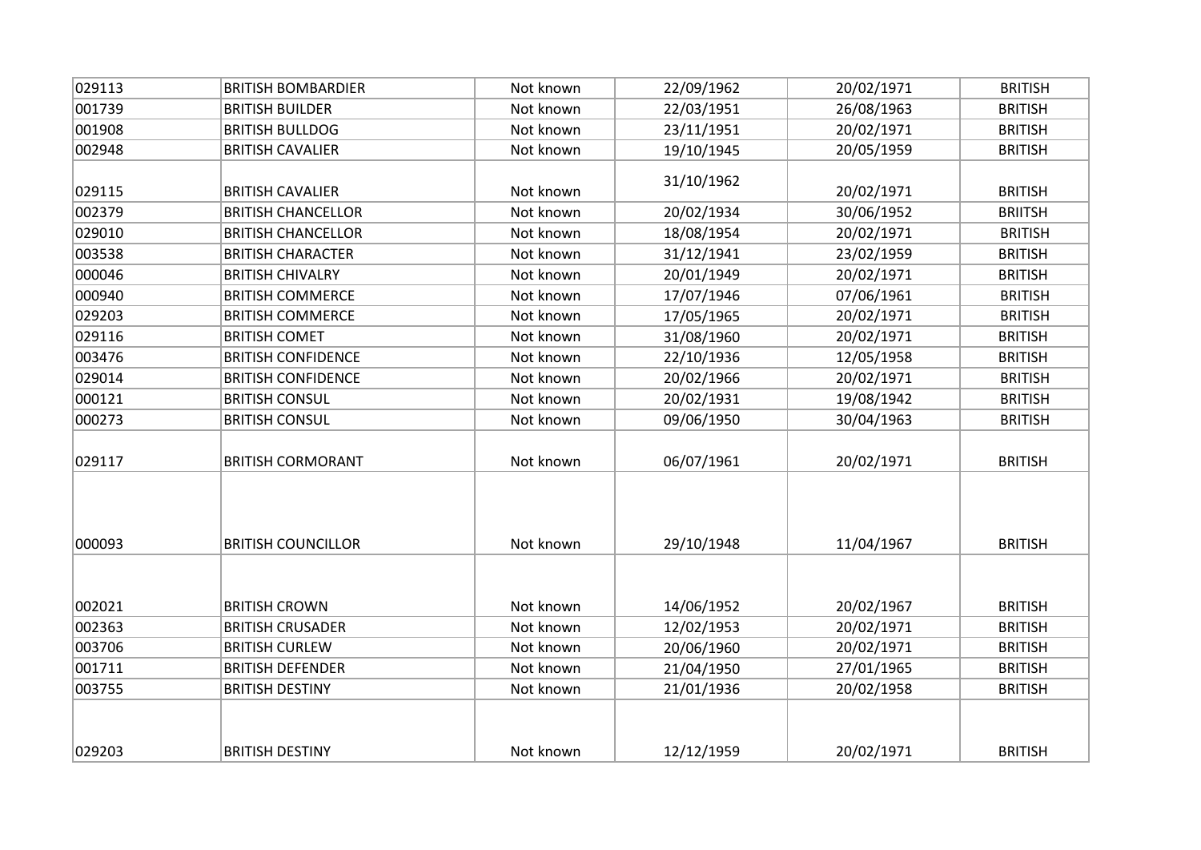| | | | | | |
|---|---|---|---|---|---|
| 029113 | BRITISH BOMBARDIER | Not known | 22/09/1962 | 20/02/1971 | BRITISH |
| 001739 | BRITISH BUILDER | Not known | 22/03/1951 | 26/08/1963 | BRITISH |
| 001908 | BRITISH BULLDOG | Not known | 23/11/1951 | 20/02/1971 | BRITISH |
| 002948 | BRITISH CAVALIER | Not known | 19/10/1945 | 20/05/1959 | BRITISH |
| 029115 | BRITISH CAVALIER | Not known | 31/10/1962 | 20/02/1971 | BRITISH |
| 002379 | BRITISH CHANCELLOR | Not known | 20/02/1934 | 30/06/1952 | BRIITSH |
| 029010 | BRITISH CHANCELLOR | Not known | 18/08/1954 | 20/02/1971 | BRITISH |
| 003538 | BRITISH CHARACTER | Not known | 31/12/1941 | 23/02/1959 | BRITISH |
| 000046 | BRITISH CHIVALRY | Not known | 20/01/1949 | 20/02/1971 | BRITISH |
| 000940 | BRITISH COMMERCE | Not known | 17/07/1946 | 07/06/1961 | BRITISH |
| 029203 | BRITISH COMMERCE | Not known | 17/05/1965 | 20/02/1971 | BRITISH |
| 029116 | BRITISH COMET | Not known | 31/08/1960 | 20/02/1971 | BRITISH |
| 003476 | BRITISH CONFIDENCE | Not known | 22/10/1936 | 12/05/1958 | BRITISH |
| 029014 | BRITISH CONFIDENCE | Not known | 20/02/1966 | 20/02/1971 | BRITISH |
| 000121 | BRITISH CONSUL | Not known | 20/02/1931 | 19/08/1942 | BRITISH |
| 000273 | BRITISH CONSUL | Not known | 09/06/1950 | 30/04/1963 | BRITISH |
| 029117 | BRITISH CORMORANT | Not known | 06/07/1961 | 20/02/1971 | BRITISH |
| 000093 | BRITISH COUNCILLOR | Not known | 29/10/1948 | 11/04/1967 | BRITISH |
| 002021 | BRITISH CROWN | Not known | 14/06/1952 | 20/02/1967 | BRITISH |
| 002363 | BRITISH CRUSADER | Not known | 12/02/1953 | 20/02/1971 | BRITISH |
| 003706 | BRITISH CURLEW | Not known | 20/06/1960 | 20/02/1971 | BRITISH |
| 001711 | BRITISH DEFENDER | Not known | 21/04/1950 | 27/01/1965 | BRITISH |
| 003755 | BRITISH DESTINY | Not known | 21/01/1936 | 20/02/1958 | BRITISH |
| 029203 | BRITISH DESTINY | Not known | 12/12/1959 | 20/02/1971 | BRITISH |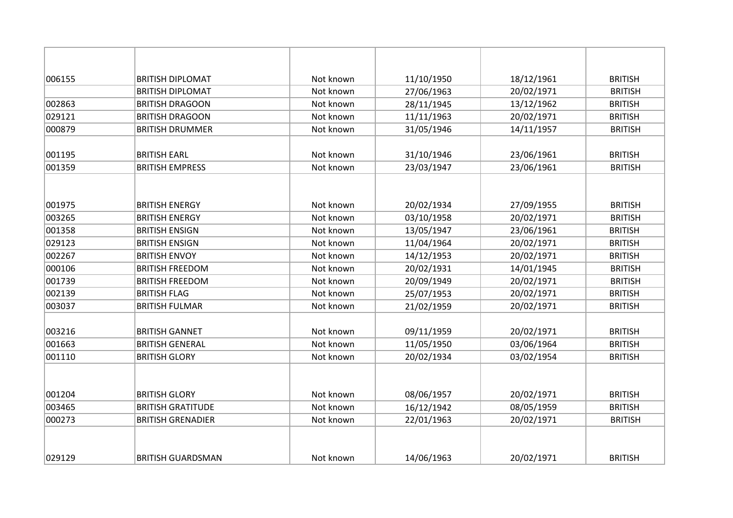| | | | | | |
|---|---|---|---|---|---|
| 006155 | BRITISH DIPLOMAT | Not known | 11/10/1950 | 18/12/1961 | BRITISH |
| | BRITISH DIPLOMAT | Not known | 27/06/1963 | 20/02/1971 | BRITISH |
| 002863 | BRITISH DRAGOON | Not known | 28/11/1945 | 13/12/1962 | BRITISH |
| 029121 | BRITISH DRAGOON | Not known | 11/11/1963 | 20/02/1971 | BRITISH |
| 000879 | BRITISH DRUMMER | Not known | 31/05/1946 | 14/11/1957 | BRITISH |
| 001195 | BRITISH EARL | Not known | 31/10/1946 | 23/06/1961 | BRITISH |
| 001359 | BRITISH EMPRESS | Not known | 23/03/1947 | 23/06/1961 | BRITISH |
| 001975 | BRITISH ENERGY | Not known | 20/02/1934 | 27/09/1955 | BRITISH |
| 003265 | BRITISH ENERGY | Not known | 03/10/1958 | 20/02/1971 | BRITISH |
| 001358 | BRITISH ENSIGN | Not known | 13/05/1947 | 23/06/1961 | BRITISH |
| 029123 | BRITISH ENSIGN | Not known | 11/04/1964 | 20/02/1971 | BRITISH |
| 002267 | BRITISH ENVOY | Not known | 14/12/1953 | 20/02/1971 | BRITISH |
| 000106 | BRITISH FREEDOM | Not known | 20/02/1931 | 14/01/1945 | BRITISH |
| 001739 | BRITISH FREEDOM | Not known | 20/09/1949 | 20/02/1971 | BRITISH |
| 002139 | BRITISH FLAG | Not known | 25/07/1953 | 20/02/1971 | BRITISH |
| 003037 | BRITISH FULMAR | Not known | 21/02/1959 | 20/02/1971 | BRITISH |
| 003216 | BRITISH GANNET | Not known | 09/11/1959 | 20/02/1971 | BRITISH |
| 001663 | BRITISH GENERAL | Not known | 11/05/1950 | 03/06/1964 | BRITISH |
| 001110 | BRITISH GLORY | Not known | 20/02/1934 | 03/02/1954 | BRITISH |
| 001204 | BRITISH GLORY | Not known | 08/06/1957 | 20/02/1971 | BRITISH |
| 003465 | BRITISH GRATITUDE | Not known | 16/12/1942 | 08/05/1959 | BRITISH |
| 000273 | BRITISH GRENADIER | Not known | 22/01/1963 | 20/02/1971 | BRITISH |
| 029129 | BRITISH GUARDSMAN | Not known | 14/06/1963 | 20/02/1971 | BRITISH |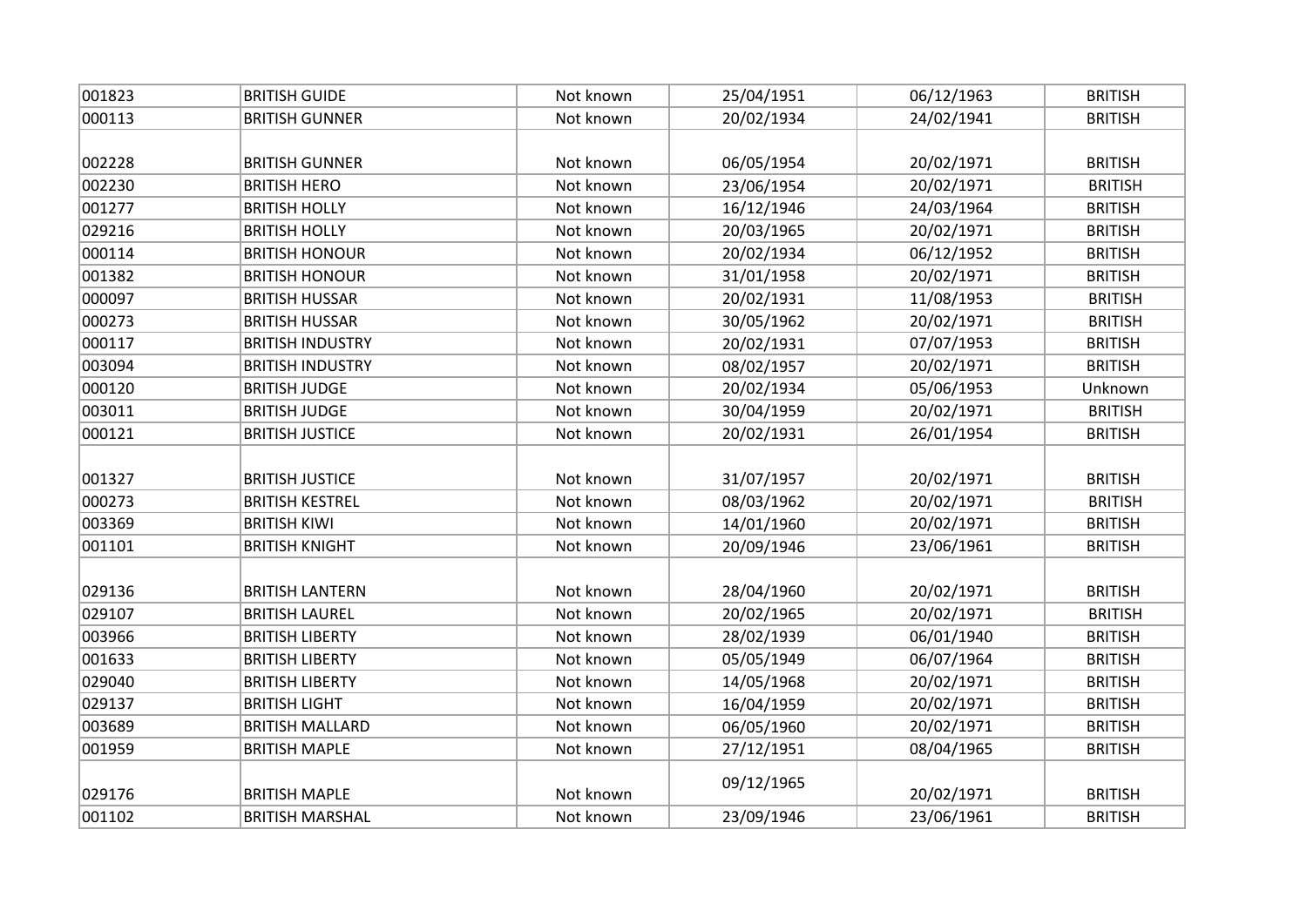| | | | | | |
|---|---|---|---|---|---|
| 001823 | BRITISH GUIDE | Not known | 25/04/1951 | 06/12/1963 | BRITISH |
| 000113 | BRITISH GUNNER | Not known | 20/02/1934 | 24/02/1941 | BRITISH |
| 002228 | BRITISH GUNNER | Not known | 06/05/1954 | 20/02/1971 | BRITISH |
| 002230 | BRITISH HERO | Not known | 23/06/1954 | 20/02/1971 | BRITISH |
| 001277 | BRITISH HOLLY | Not known | 16/12/1946 | 24/03/1964 | BRITISH |
| 029216 | BRITISH HOLLY | Not known | 20/03/1965 | 20/02/1971 | BRITISH |
| 000114 | BRITISH HONOUR | Not known | 20/02/1934 | 06/12/1952 | BRITISH |
| 001382 | BRITISH HONOUR | Not known | 31/01/1958 | 20/02/1971 | BRITISH |
| 000097 | BRITISH HUSSAR | Not known | 20/02/1931 | 11/08/1953 | BRITISH |
| 000273 | BRITISH HUSSAR | Not known | 30/05/1962 | 20/02/1971 | BRITISH |
| 000117 | BRITISH INDUSTRY | Not known | 20/02/1931 | 07/07/1953 | BRITISH |
| 003094 | BRITISH INDUSTRY | Not known | 08/02/1957 | 20/02/1971 | BRITISH |
| 000120 | BRITISH JUDGE | Not known | 20/02/1934 | 05/06/1953 | Unknown |
| 003011 | BRITISH JUDGE | Not known | 30/04/1959 | 20/02/1971 | BRITISH |
| 000121 | BRITISH JUSTICE | Not known | 20/02/1931 | 26/01/1954 | BRITISH |
| 001327 | BRITISH JUSTICE | Not known | 31/07/1957 | 20/02/1971 | BRITISH |
| 000273 | BRITISH KESTREL | Not known | 08/03/1962 | 20/02/1971 | BRITISH |
| 003369 | BRITISH KIWI | Not known | 14/01/1960 | 20/02/1971 | BRITISH |
| 001101 | BRITISH KNIGHT | Not known | 20/09/1946 | 23/06/1961 | BRITISH |
| 029136 | BRITISH LANTERN | Not known | 28/04/1960 | 20/02/1971 | BRITISH |
| 029107 | BRITISH LAUREL | Not known | 20/02/1965 | 20/02/1971 | BRITISH |
| 003966 | BRITISH LIBERTY | Not known | 28/02/1939 | 06/01/1940 | BRITISH |
| 001633 | BRITISH LIBERTY | Not known | 05/05/1949 | 06/07/1964 | BRITISH |
| 029040 | BRITISH LIBERTY | Not known | 14/05/1968 | 20/02/1971 | BRITISH |
| 029137 | BRITISH LIGHT | Not known | 16/04/1959 | 20/02/1971 | BRITISH |
| 003689 | BRITISH MALLARD | Not known | 06/05/1960 | 20/02/1971 | BRITISH |
| 001959 | BRITISH MAPLE | Not known | 27/12/1951 | 08/04/1965 | BRITISH |
| 029176 | BRITISH MAPLE | Not known | 09/12/1965 | 20/02/1971 | BRITISH |
| 001102 | BRITISH MARSHAL | Not known | 23/09/1946 | 23/06/1961 | BRITISH |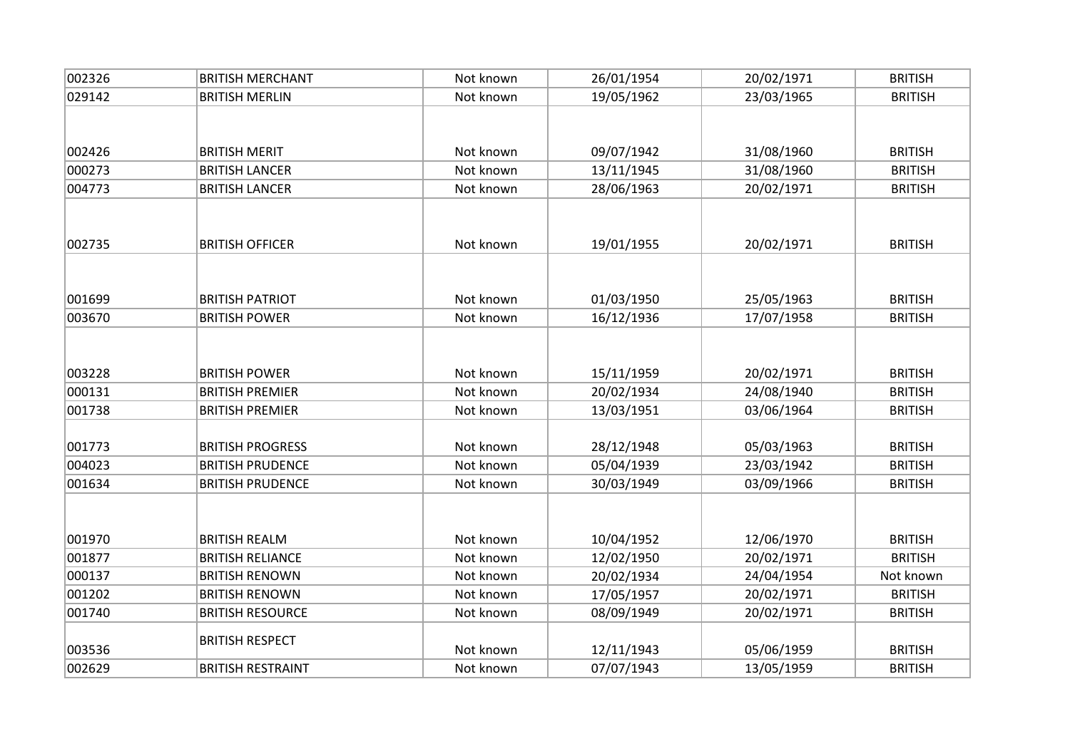| | | | | | |
|---|---|---|---|---|---|
| 002326 | BRITISH MERCHANT | Not known | 26/01/1954 | 20/02/1971 | BRITISH |
| 029142 | BRITISH MERLIN | Not known | 19/05/1962 | 23/03/1965 | BRITISH |
| 002426 | BRITISH MERIT | Not known | 09/07/1942 | 31/08/1960 | BRITISH |
| 000273 | BRITISH LANCER | Not known | 13/11/1945 | 31/08/1960 | BRITISH |
| 004773 | BRITISH LANCER | Not known | 28/06/1963 | 20/02/1971 | BRITISH |
| 002735 | BRITISH OFFICER | Not known | 19/01/1955 | 20/02/1971 | BRITISH |
| 001699 | BRITISH PATRIOT | Not known | 01/03/1950 | 25/05/1963 | BRITISH |
| 003670 | BRITISH POWER | Not known | 16/12/1936 | 17/07/1958 | BRITISH |
| 003228 | BRITISH POWER | Not known | 15/11/1959 | 20/02/1971 | BRITISH |
| 000131 | BRITISH PREMIER | Not known | 20/02/1934 | 24/08/1940 | BRITISH |
| 001738 | BRITISH PREMIER | Not known | 13/03/1951 | 03/06/1964 | BRITISH |
| 001773 | BRITISH PROGRESS | Not known | 28/12/1948 | 05/03/1963 | BRITISH |
| 004023 | BRITISH PRUDENCE | Not known | 05/04/1939 | 23/03/1942 | BRITISH |
| 001634 | BRITISH PRUDENCE | Not known | 30/03/1949 | 03/09/1966 | BRITISH |
| 001970 | BRITISH REALM | Not known | 10/04/1952 | 12/06/1970 | BRITISH |
| 001877 | BRITISH RELIANCE | Not known | 12/02/1950 | 20/02/1971 | BRITISH |
| 000137 | BRITISH RENOWN | Not known | 20/02/1934 | 24/04/1954 | Not known |
| 001202 | BRITISH RENOWN | Not known | 17/05/1957 | 20/02/1971 | BRITISH |
| 001740 | BRITISH RESOURCE | Not known | 08/09/1949 | 20/02/1971 | BRITISH |
| 003536 | BRITISH RESPECT | Not known | 12/11/1943 | 05/06/1959 | BRITISH |
| 002629 | BRITISH RESTRAINT | Not known | 07/07/1943 | 13/05/1959 | BRITISH |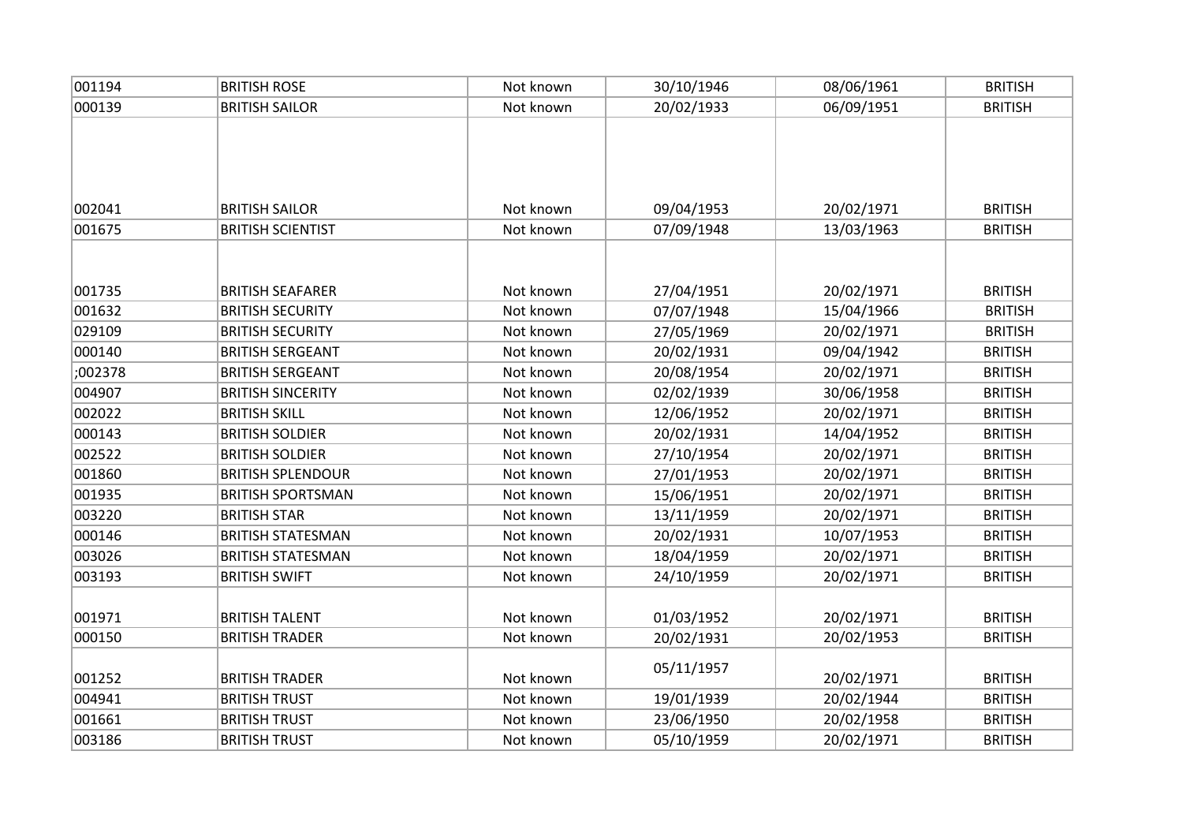| | | | | | |
|---|---|---|---|---|---|
| 001194 | BRITISH ROSE | Not known | 30/10/1946 | 08/06/1961 | BRITISH |
| 000139 | BRITISH SAILOR | Not known | 20/02/1933 | 06/09/1951 | BRITISH |
| 002041 | BRITISH SAILOR | Not known | 09/04/1953 | 20/02/1971 | BRITISH |
| 001675 | BRITISH SCIENTIST | Not known | 07/09/1948 | 13/03/1963 | BRITISH |
| 001735 | BRITISH SEAFARER | Not known | 27/04/1951 | 20/02/1971 | BRITISH |
| 001632 | BRITISH SECURITY | Not known | 07/07/1948 | 15/04/1966 | BRITISH |
| 029109 | BRITISH SECURITY | Not known | 27/05/1969 | 20/02/1971 | BRITISH |
| 000140 | BRITISH SERGEANT | Not known | 20/02/1931 | 09/04/1942 | BRITISH |
| ;002378 | BRITISH SERGEANT | Not known | 20/08/1954 | 20/02/1971 | BRITISH |
| 004907 | BRITISH SINCERITY | Not known | 02/02/1939 | 30/06/1958 | BRITISH |
| 002022 | BRITISH SKILL | Not known | 12/06/1952 | 20/02/1971 | BRITISH |
| 000143 | BRITISH SOLDIER | Not known | 20/02/1931 | 14/04/1952 | BRITISH |
| 002522 | BRITISH SOLDIER | Not known | 27/10/1954 | 20/02/1971 | BRITISH |
| 001860 | BRITISH SPLENDOUR | Not known | 27/01/1953 | 20/02/1971 | BRITISH |
| 001935 | BRITISH SPORTSMAN | Not known | 15/06/1951 | 20/02/1971 | BRITISH |
| 003220 | BRITISH STAR | Not known | 13/11/1959 | 20/02/1971 | BRITISH |
| 000146 | BRITISH STATESMAN | Not known | 20/02/1931 | 10/07/1953 | BRITISH |
| 003026 | BRITISH STATESMAN | Not known | 18/04/1959 | 20/02/1971 | BRITISH |
| 003193 | BRITISH SWIFT | Not known | 24/10/1959 | 20/02/1971 | BRITISH |
| 001971 | BRITISH TALENT | Not known | 01/03/1952 | 20/02/1971 | BRITISH |
| 000150 | BRITISH TRADER | Not known | 20/02/1931 | 20/02/1953 | BRITISH |
| 001252 | BRITISH TRADER | Not known | 05/11/1957 | 20/02/1971 | BRITISH |
| 004941 | BRITISH TRUST | Not known | 19/01/1939 | 20/02/1944 | BRITISH |
| 001661 | BRITISH TRUST | Not known | 23/06/1950 | 20/02/1958 | BRITISH |
| 003186 | BRITISH TRUST | Not known | 05/10/1959 | 20/02/1971 | BRITISH |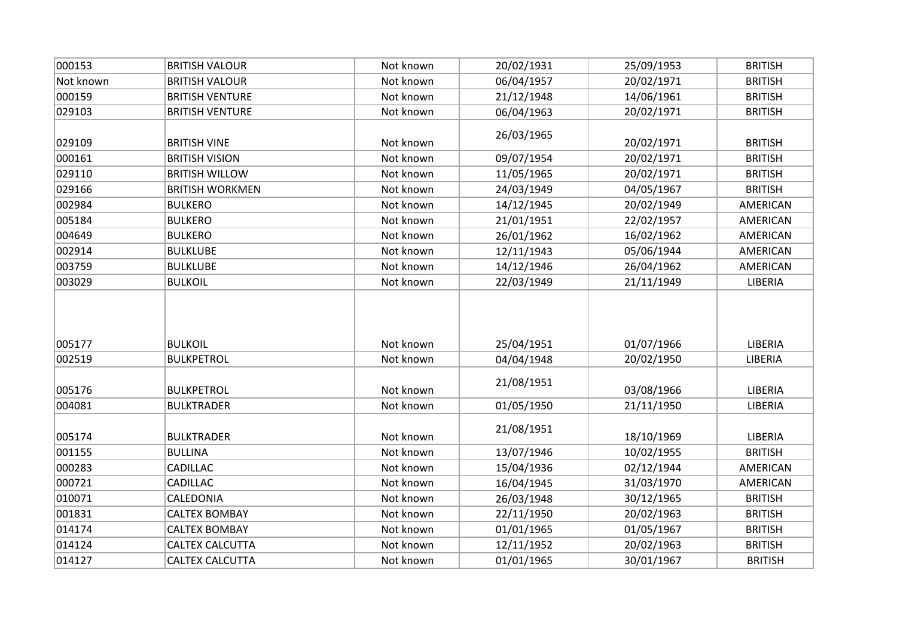| | | | | | |
|---|---|---|---|---|---|
| 000153 | BRITISH VALOUR | Not known | 20/02/1931 | 25/09/1953 | BRITISH |
| Not known | BRITISH VALOUR | Not known | 06/04/1957 | 20/02/1971 | BRITISH |
| 000159 | BRITISH VENTURE | Not known | 21/12/1948 | 14/06/1961 | BRITISH |
| 029103 | BRITISH VENTURE | Not known | 06/04/1963 | 20/02/1971 | BRITISH |
| 029109 | BRITISH VINE | Not known | 26/03/1965 | 20/02/1971 | BRITISH |
| 000161 | BRITISH VISION | Not known | 09/07/1954 | 20/02/1971 | BRITISH |
| 029110 | BRITISH WILLOW | Not known | 11/05/1965 | 20/02/1971 | BRITISH |
| 029166 | BRITISH WORKMEN | Not known | 24/03/1949 | 04/05/1967 | BRITISH |
| 002984 | BULKERO | Not known | 14/12/1945 | 20/02/1949 | AMERICAN |
| 005184 | BULKERO | Not known | 21/01/1951 | 22/02/1957 | AMERICAN |
| 004649 | BULKERO | Not known | 26/01/1962 | 16/02/1962 | AMERICAN |
| 002914 | BULKLUBE | Not known | 12/11/1943 | 05/06/1944 | AMERICAN |
| 003759 | BULKLUBE | Not known | 14/12/1946 | 26/04/1962 | AMERICAN |
| 003029 | BULKOIL | Not known | 22/03/1949 | 21/11/1949 | LIBERIA |
| 005177 | BULKOIL | Not known | 25/04/1951 | 01/07/1966 | LIBERIA |
| 002519 | BULKPETROL | Not known | 04/04/1948 | 20/02/1950 | LIBERIA |
| 005176 | BULKPETROL | Not known | 21/08/1951 | 03/08/1966 | LIBERIA |
| 004081 | BULKTRADER | Not known | 01/05/1950 | 21/11/1950 | LIBERIA |
| 005174 | BULKTRADER | Not known | 21/08/1951 | 18/10/1969 | LIBERIA |
| 001155 | BULLINA | Not known | 13/07/1946 | 10/02/1955 | BRITISH |
| 000283 | CADILLAC | Not known | 15/04/1936 | 02/12/1944 | AMERICAN |
| 000721 | CADILLAC | Not known | 16/04/1945 | 31/03/1970 | AMERICAN |
| 010071 | CALEDONIA | Not known | 26/03/1948 | 30/12/1965 | BRITISH |
| 001831 | CALTEX BOMBAY | Not known | 22/11/1950 | 20/02/1963 | BRITISH |
| 014174 | CALTEX BOMBAY | Not known | 01/01/1965 | 01/05/1967 | BRITISH |
| 014124 | CALTEX CALCUTTA | Not known | 12/11/1952 | 20/02/1963 | BRITISH |
| 014127 | CALTEX CALCUTTA | Not known | 01/01/1965 | 30/01/1967 | BRITISH |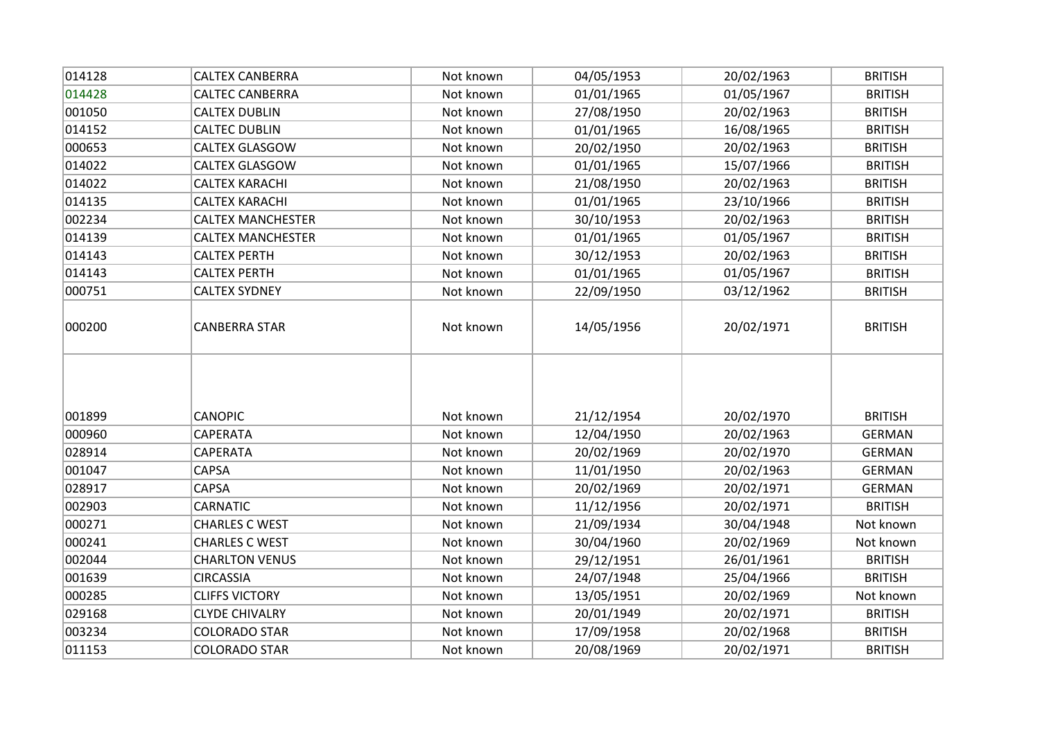| | | | | | |
|---|---|---|---|---|---|
| 014128 | CALTEX CANBERRA | Not known | 04/05/1953 | 20/02/1963 | BRITISH |
| 014428 | CALTEC CANBERRA | Not known | 01/01/1965 | 01/05/1967 | BRITISH |
| 001050 | CALTEX DUBLIN | Not known | 27/08/1950 | 20/02/1963 | BRITISH |
| 014152 | CALTEC DUBLIN | Not known | 01/01/1965 | 16/08/1965 | BRITISH |
| 000653 | CALTEX GLASGOW | Not known | 20/02/1950 | 20/02/1963 | BRITISH |
| 014022 | CALTEX GLASGOW | Not known | 01/01/1965 | 15/07/1966 | BRITISH |
| 014022 | CALTEX KARACHI | Not known | 21/08/1950 | 20/02/1963 | BRITISH |
| 014135 | CALTEX KARACHI | Not known | 01/01/1965 | 23/10/1966 | BRITISH |
| 002234 | CALTEX MANCHESTER | Not known | 30/10/1953 | 20/02/1963 | BRITISH |
| 014139 | CALTEX MANCHESTER | Not known | 01/01/1965 | 01/05/1967 | BRITISH |
| 014143 | CALTEX PERTH | Not known | 30/12/1953 | 20/02/1963 | BRITISH |
| 014143 | CALTEX PERTH | Not known | 01/01/1965 | 01/05/1967 | BRITISH |
| 000751 | CALTEX SYDNEY | Not known | 22/09/1950 | 03/12/1962 | BRITISH |
| 000200 | CANBERRA STAR | Not known | 14/05/1956 | 20/02/1971 | BRITISH |
| 001899 | CANOPIC | Not known | 21/12/1954 | 20/02/1970 | BRITISH |
| 000960 | CAPERATA | Not known | 12/04/1950 | 20/02/1963 | GERMAN |
| 028914 | CAPERATA | Not known | 20/02/1969 | 20/02/1970 | GERMAN |
| 001047 | CAPSA | Not known | 11/01/1950 | 20/02/1963 | GERMAN |
| 028917 | CAPSA | Not known | 20/02/1969 | 20/02/1971 | GERMAN |
| 002903 | CARNATIC | Not known | 11/12/1956 | 20/02/1971 | BRITISH |
| 000271 | CHARLES C WEST | Not known | 21/09/1934 | 30/04/1948 | Not known |
| 000241 | CHARLES C WEST | Not known | 30/04/1960 | 20/02/1969 | Not known |
| 002044 | CHARLTON VENUS | Not known | 29/12/1951 | 26/01/1961 | BRITISH |
| 001639 | CIRCASSIA | Not known | 24/07/1948 | 25/04/1966 | BRITISH |
| 000285 | CLIFFS VICTORY | Not known | 13/05/1951 | 20/02/1969 | Not known |
| 029168 | CLYDE CHIVALRY | Not known | 20/01/1949 | 20/02/1971 | BRITISH |
| 003234 | COLORADO STAR | Not known | 17/09/1958 | 20/02/1968 | BRITISH |
| 011153 | COLORADO STAR | Not known | 20/08/1969 | 20/02/1971 | BRITISH |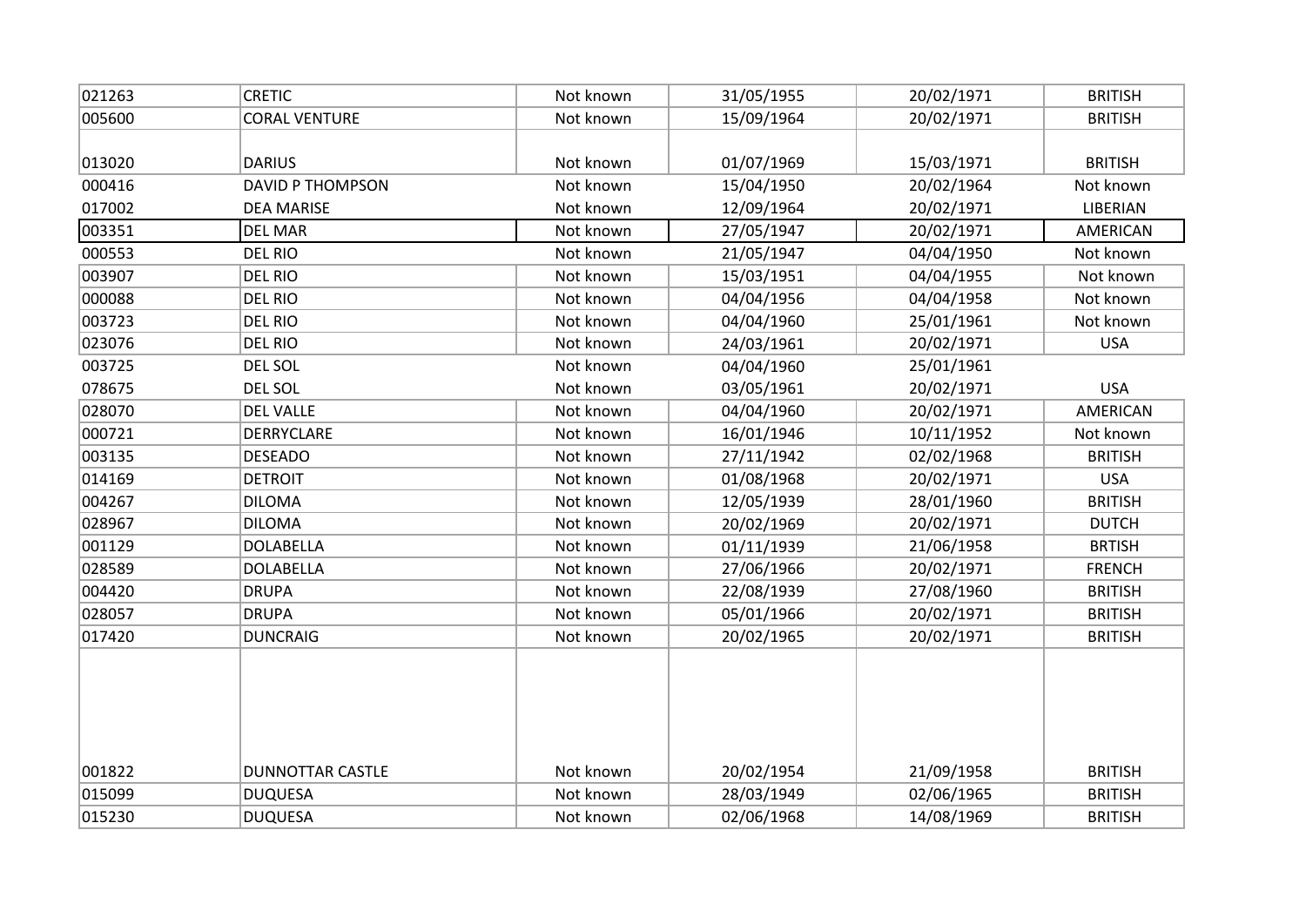| | | | | | |
|---|---|---|---|---|---|
| 021263 | CRETIC | Not known | 31/05/1955 | 20/02/1971 | BRITISH |
| 005600 | CORAL VENTURE | Not known | 15/09/1964 | 20/02/1971 | BRITISH |
| 013020 | DARIUS | Not known | 01/07/1969 | 15/03/1971 | BRITISH |
| 000416 | DAVID P THOMPSON | Not known | 15/04/1950 | 20/02/1964 | Not known |
| 017002 | DEA MARISE | Not known | 12/09/1964 | 20/02/1971 | LIBERIAN |
| 003351 | DEL MAR | Not known | 27/05/1947 | 20/02/1971 | AMERICAN |
| 000553 | DEL RIO | Not known | 21/05/1947 | 04/04/1950 | Not known |
| 003907 | DEL RIO | Not known | 15/03/1951 | 04/04/1955 | Not known |
| 000088 | DEL RIO | Not known | 04/04/1956 | 04/04/1958 | Not known |
| 003723 | DEL RIO | Not known | 04/04/1960 | 25/01/1961 | Not known |
| 023076 | DEL RIO | Not known | 24/03/1961 | 20/02/1971 | USA |
| 003725 | DEL SOL | Not known | 04/04/1960 | 25/01/1961 | |
| 078675 | DEL SOL | Not known | 03/05/1961 | 20/02/1971 | USA |
| 028070 | DEL VALLE | Not known | 04/04/1960 | 20/02/1971 | AMERICAN |
| 000721 | DERRYCLARE | Not known | 16/01/1946 | 10/11/1952 | Not known |
| 003135 | DESEADO | Not known | 27/11/1942 | 02/02/1968 | BRITISH |
| 014169 | DETROIT | Not known | 01/08/1968 | 20/02/1971 | USA |
| 004267 | DILOMA | Not known | 12/05/1939 | 28/01/1960 | BRITISH |
| 028967 | DILOMA | Not known | 20/02/1969 | 20/02/1971 | DUTCH |
| 001129 | DOLABELLA | Not known | 01/11/1939 | 21/06/1958 | BRTISH |
| 028589 | DOLABELLA | Not known | 27/06/1966 | 20/02/1971 | FRENCH |
| 004420 | DRUPA | Not known | 22/08/1939 | 27/08/1960 | BRITISH |
| 028057 | DRUPA | Not known | 05/01/1966 | 20/02/1971 | BRITISH |
| 017420 | DUNCRAIG | Not known | 20/02/1965 | 20/02/1971 | BRITISH |
| 001822 | DUNNOTTAR CASTLE | Not known | 20/02/1954 | 21/09/1958 | BRITISH |
| 015099 | DUQUESA | Not known | 28/03/1949 | 02/06/1965 | BRITISH |
| 015230 | DUQUESA | Not known | 02/06/1968 | 14/08/1969 | BRITISH |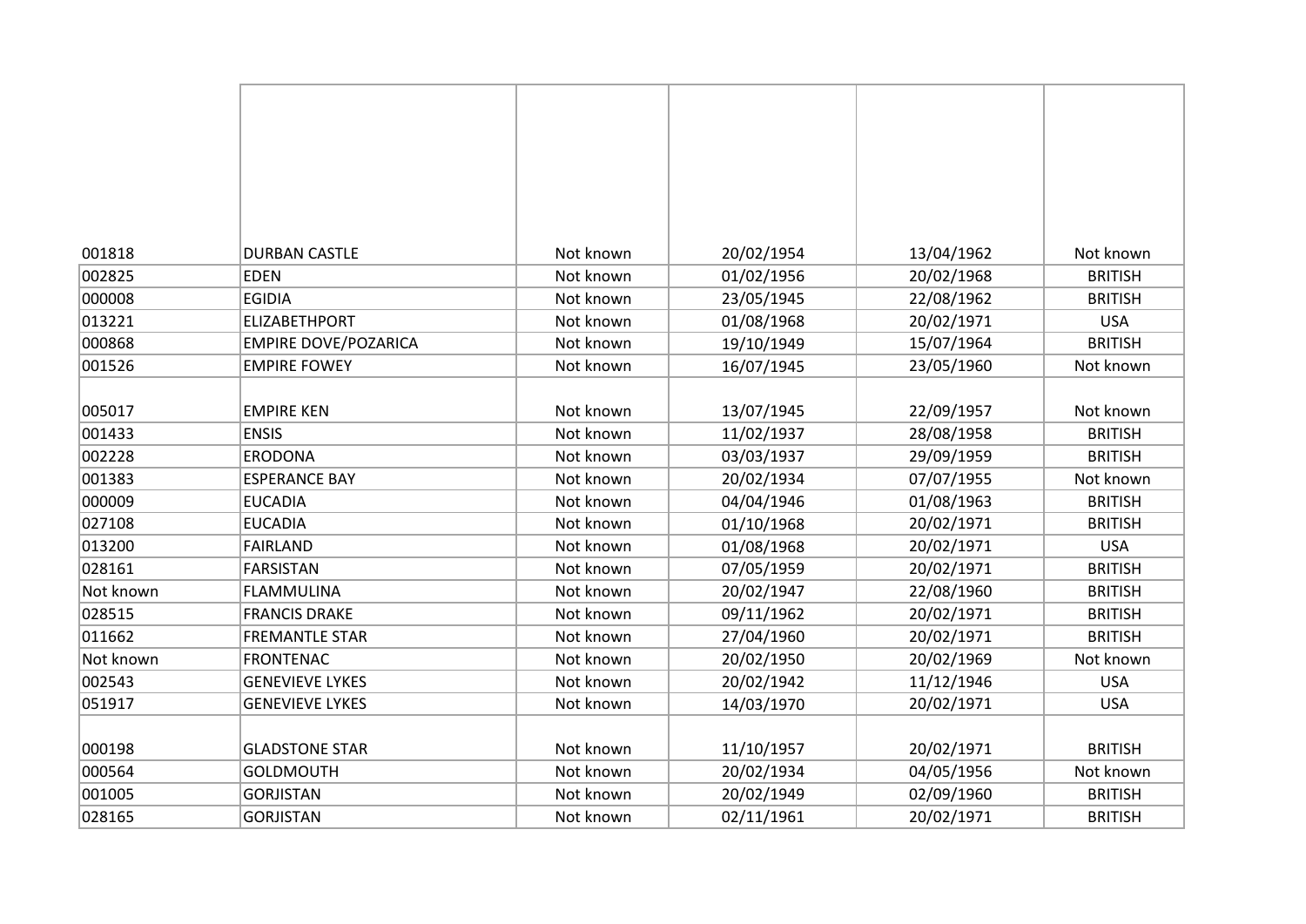| | | | | | |
|---|---|---|---|---|---|
| 001818 | DURBAN CASTLE | Not known | 20/02/1954 | 13/04/1962 | Not known |
| 002825 | EDEN | Not known | 01/02/1956 | 20/02/1968 | BRITISH |
| 000008 | EGIDIA | Not known | 23/05/1945 | 22/08/1962 | BRITISH |
| 013221 | ELIZABETHPORT | Not known | 01/08/1968 | 20/02/1971 | USA |
| 000868 | EMPIRE DOVE/POZARICA | Not known | 19/10/1949 | 15/07/1964 | BRITISH |
| 001526 | EMPIRE FOWEY | Not known | 16/07/1945 | 23/05/1960 | Not known |
| 005017 | EMPIRE KEN | Not known | 13/07/1945 | 22/09/1957 | Not known |
| 001433 | ENSIS | Not known | 11/02/1937 | 28/08/1958 | BRITISH |
| 002228 | ERODONA | Not known | 03/03/1937 | 29/09/1959 | BRITISH |
| 001383 | ESPERANCE BAY | Not known | 20/02/1934 | 07/07/1955 | Not known |
| 000009 | EUCADIA | Not known | 04/04/1946 | 01/08/1963 | BRITISH |
| 027108 | EUCADIA | Not known | 01/10/1968 | 20/02/1971 | BRITISH |
| 013200 | FAIRLAND | Not known | 01/08/1968 | 20/02/1971 | USA |
| 028161 | FARSISTAN | Not known | 07/05/1959 | 20/02/1971 | BRITISH |
| Not known | FLAMMULINA | Not known | 20/02/1947 | 22/08/1960 | BRITISH |
| 028515 | FRANCIS DRAKE | Not known | 09/11/1962 | 20/02/1971 | BRITISH |
| 011662 | FREMANTLE STAR | Not known | 27/04/1960 | 20/02/1971 | BRITISH |
| Not known | FRONTENAC | Not known | 20/02/1950 | 20/02/1969 | Not known |
| 002543 | GENEVIEVE LYKES | Not known | 20/02/1942 | 11/12/1946 | USA |
| 051917 | GENEVIEVE LYKES | Not known | 14/03/1970 | 20/02/1971 | USA |
| 000198 | GLADSTONE STAR | Not known | 11/10/1957 | 20/02/1971 | BRITISH |
| 000564 | GOLDMOUTH | Not known | 20/02/1934 | 04/05/1956 | Not known |
| 001005 | GORJISTAN | Not known | 20/02/1949 | 02/09/1960 | BRITISH |
| 028165 | GORJISTAN | Not known | 02/11/1961 | 20/02/1971 | BRITISH |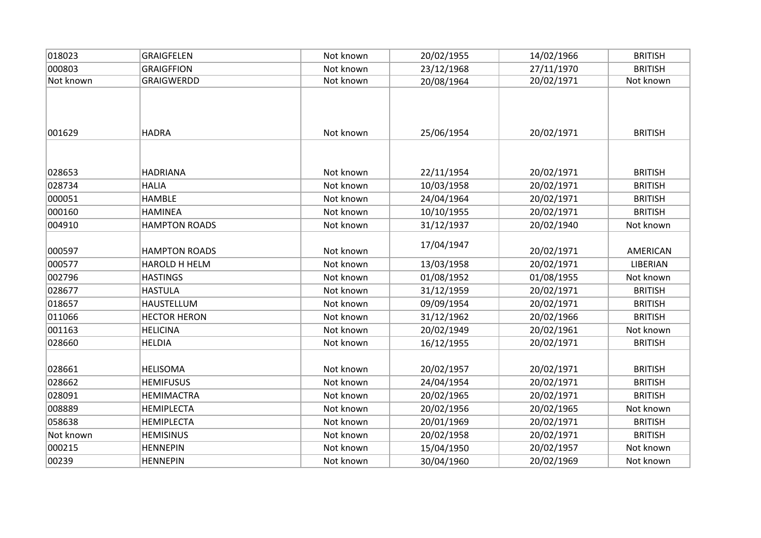| | | | | | |
|---|---|---|---|---|---|
| 018023 | GRAIGFELEN | Not known | 20/02/1955 | 14/02/1966 | BRITISH |
| 000803 | GRAIGFFION | Not known | 23/12/1968 | 27/11/1970 | BRITISH |
| Not known | GRAIGWERDD | Not known | 20/08/1964 | 20/02/1971 | Not known |
| 001629 | HADRA | Not known | 25/06/1954 | 20/02/1971 | BRITISH |
| 028653 | HADRIANA | Not known | 22/11/1954 | 20/02/1971 | BRITISH |
| 028734 | HALIA | Not known | 10/03/1958 | 20/02/1971 | BRITISH |
| 000051 | HAMBLE | Not known | 24/04/1964 | 20/02/1971 | BRITISH |
| 000160 | HAMINEA | Not known | 10/10/1955 | 20/02/1971 | BRITISH |
| 004910 | HAMPTON ROADS | Not known | 31/12/1937 | 20/02/1940 | Not known |
| 000597 | HAMPTON ROADS | Not known | 17/04/1947 | 20/02/1971 | AMERICAN |
| 000577 | HAROLD H HELM | Not known | 13/03/1958 | 20/02/1971 | LIBERIAN |
| 002796 | HASTINGS | Not known | 01/08/1952 | 01/08/1955 | Not known |
| 028677 | HASTULA | Not known | 31/12/1959 | 20/02/1971 | BRITISH |
| 018657 | HAUSTELLUM | Not known | 09/09/1954 | 20/02/1971 | BRITISH |
| 011066 | HECTOR HERON | Not known | 31/12/1962 | 20/02/1966 | BRITISH |
| 001163 | HELICINA | Not known | 20/02/1949 | 20/02/1961 | Not known |
| 028660 | HELDIA | Not known | 16/12/1955 | 20/02/1971 | BRITISH |
| 028661 | HELISOMA | Not known | 20/02/1957 | 20/02/1971 | BRITISH |
| 028662 | HEMIFUSUS | Not known | 24/04/1954 | 20/02/1971 | BRITISH |
| 028091 | HEMIMACTRA | Not known | 20/02/1965 | 20/02/1971 | BRITISH |
| 008889 | HEMIPLECTA | Not known | 20/02/1956 | 20/02/1965 | Not known |
| 058638 | HEMIPLECTA | Not known | 20/01/1969 | 20/02/1971 | BRITISH |
| Not known | HEMISINUS | Not known | 20/02/1958 | 20/02/1971 | BRITISH |
| 000215 | HENNEPIN | Not known | 15/04/1950 | 20/02/1957 | Not known |
| 00239 | HENNEPIN | Not known | 30/04/1960 | 20/02/1969 | Not known |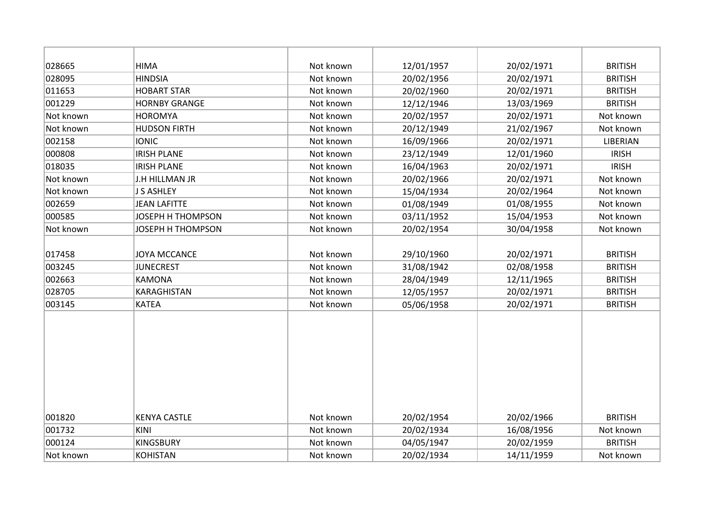| | | | | | |
|---|---|---|---|---|---|
| 028665 | HIMA | Not known | 12/01/1957 | 20/02/1971 | BRITISH |
| 028095 | HINDSIA | Not known | 20/02/1956 | 20/02/1971 | BRITISH |
| 011653 | HOBART STAR | Not known | 20/02/1960 | 20/02/1971 | BRITISH |
| 001229 | HORNBY GRANGE | Not known | 12/12/1946 | 13/03/1969 | BRITISH |
| Not known | HOROMYA | Not known | 20/02/1957 | 20/02/1971 | Not known |
| Not known | HUDSON FIRTH | Not known | 20/12/1949 | 21/02/1967 | Not known |
| 002158 | IONIC | Not known | 16/09/1966 | 20/02/1971 | LIBERIAN |
| 000808 | IRISH PLANE | Not known | 23/12/1949 | 12/01/1960 | IRISH |
| 018035 | IRISH PLANE | Not known | 16/04/1963 | 20/02/1971 | IRISH |
| Not known | J.H HILLMAN JR | Not known | 20/02/1966 | 20/02/1971 | Not known |
| Not known | J S ASHLEY | Not known | 15/04/1934 | 20/02/1964 | Not known |
| 002659 | JEAN LAFITTE | Not known | 01/08/1949 | 01/08/1955 | Not known |
| 000585 | JOSEPH H THOMPSON | Not known | 03/11/1952 | 15/04/1953 | Not known |
| Not known | JOSEPH H THOMPSON | Not known | 20/02/1954 | 30/04/1958 | Not known |
| 017458 | JOYA MCCANCE | Not known | 29/10/1960 | 20/02/1971 | BRITISH |
| 003245 | JUNECREST | Not known | 31/08/1942 | 02/08/1958 | BRITISH |
| 002663 | KAMONA | Not known | 28/04/1949 | 12/11/1965 | BRITISH |
| 028705 | KARAGHISTAN | Not known | 12/05/1957 | 20/02/1971 | BRITISH |
| 003145 | KATEA | Not known | 05/06/1958 | 20/02/1971 | BRITISH |
| 001820 | KENYA CASTLE | Not known | 20/02/1954 | 20/02/1966 | BRITISH |
| 001732 | KINI | Not known | 20/02/1934 | 16/08/1956 | Not known |
| 000124 | KINGSBURY | Not known | 04/05/1947 | 20/02/1959 | BRITISH |
| Not known | KOHISTAN | Not known | 20/02/1934 | 14/11/1959 | Not known |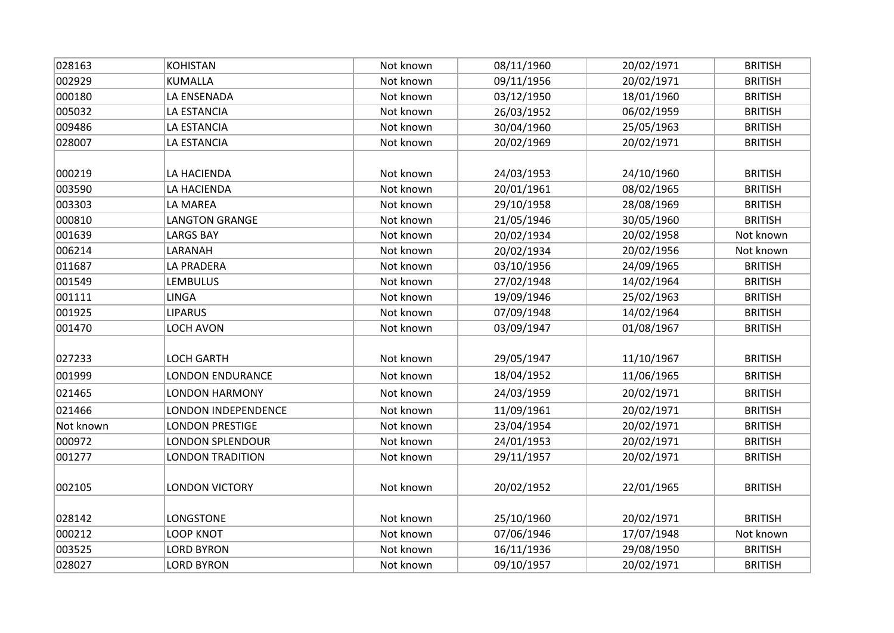| | | | | | |
|---|---|---|---|---|---|
| 028163 | KOHISTAN | Not known | 08/11/1960 | 20/02/1971 | BRITISH |
| 002929 | KUMALLA | Not known | 09/11/1956 | 20/02/1971 | BRITISH |
| 000180 | LA ENSENADA | Not known | 03/12/1950 | 18/01/1960 | BRITISH |
| 005032 | LA ESTANCIA | Not known | 26/03/1952 | 06/02/1959 | BRITISH |
| 009486 | LA ESTANCIA | Not known | 30/04/1960 | 25/05/1963 | BRITISH |
| 028007 | LA ESTANCIA | Not known | 20/02/1969 | 20/02/1971 | BRITISH |
| 000219 | LA HACIENDA | Not known | 24/03/1953 | 24/10/1960 | BRITISH |
| 003590 | LA HACIENDA | Not known | 20/01/1961 | 08/02/1965 | BRITISH |
| 003303 | LA MAREA | Not known | 29/10/1958 | 28/08/1969 | BRITISH |
| 000810 | LANGTON GRANGE | Not known | 21/05/1946 | 30/05/1960 | BRITISH |
| 001639 | LARGS BAY | Not known | 20/02/1934 | 20/02/1958 | Not known |
| 006214 | LARANAH | Not known | 20/02/1934 | 20/02/1956 | Not known |
| 011687 | LA PRADERA | Not known | 03/10/1956 | 24/09/1965 | BRITISH |
| 001549 | LEMBULUS | Not known | 27/02/1948 | 14/02/1964 | BRITISH |
| 001111 | LINGA | Not known | 19/09/1946 | 25/02/1963 | BRITISH |
| 001925 | LIPARUS | Not known | 07/09/1948 | 14/02/1964 | BRITISH |
| 001470 | LOCH AVON | Not known | 03/09/1947 | 01/08/1967 | BRITISH |
| 027233 | LOCH GARTH | Not known | 29/05/1947 | 11/10/1967 | BRITISH |
| 001999 | LONDON ENDURANCE | Not known | 18/04/1952 | 11/06/1965 | BRITISH |
| 021465 | LONDON HARMONY | Not known | 24/03/1959 | 20/02/1971 | BRITISH |
| 021466 | LONDON INDEPENDENCE | Not known | 11/09/1961 | 20/02/1971 | BRITISH |
| Not known | LONDON PRESTIGE | Not known | 23/04/1954 | 20/02/1971 | BRITISH |
| 000972 | LONDON SPLENDOUR | Not known | 24/01/1953 | 20/02/1971 | BRITISH |
| 001277 | LONDON TRADITION | Not known | 29/11/1957 | 20/02/1971 | BRITISH |
| 002105 | LONDON VICTORY | Not known | 20/02/1952 | 22/01/1965 | BRITISH |
| 028142 | LONGSTONE | Not known | 25/10/1960 | 20/02/1971 | BRITISH |
| 000212 | LOOP KNOT | Not known | 07/06/1946 | 17/07/1948 | Not known |
| 003525 | LORD BYRON | Not known | 16/11/1936 | 29/08/1950 | BRITISH |
| 028027 | LORD BYRON | Not known | 09/10/1957 | 20/02/1971 | BRITISH |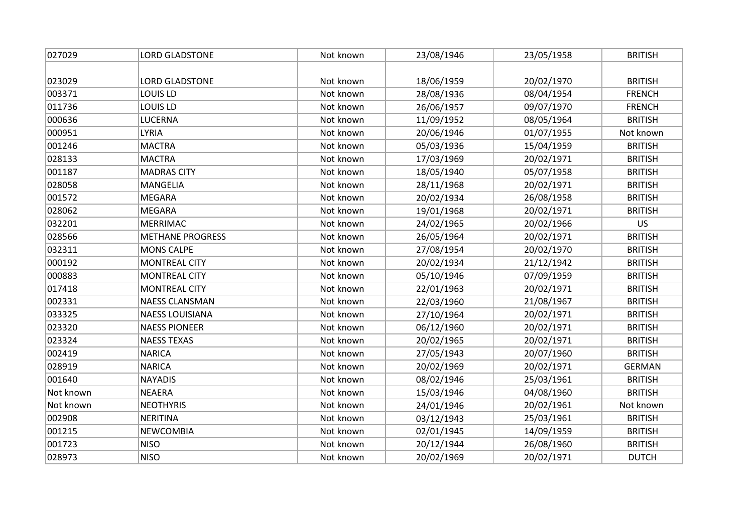| | | | | | |
|---|---|---|---|---|---|
| 027029 | LORD GLADSTONE | Not known | 23/08/1946 | 23/05/1958 | BRITISH |
| 023029 | LORD GLADSTONE | Not known | 18/06/1959 | 20/02/1970 | BRITISH |
| 003371 | LOUIS LD | Not known | 28/08/1936 | 08/04/1954 | FRENCH |
| 011736 | LOUIS LD | Not known | 26/06/1957 | 09/07/1970 | FRENCH |
| 000636 | LUCERNA | Not known | 11/09/1952 | 08/05/1964 | BRITISH |
| 000951 | LYRIA | Not known | 20/06/1946 | 01/07/1955 | Not known |
| 001246 | MACTRA | Not known | 05/03/1936 | 15/04/1959 | BRITISH |
| 028133 | MACTRA | Not known | 17/03/1969 | 20/02/1971 | BRITISH |
| 001187 | MADRAS CITY | Not known | 18/05/1940 | 05/07/1958 | BRITISH |
| 028058 | MANGELIA | Not known | 28/11/1968 | 20/02/1971 | BRITISH |
| 001572 | MEGARA | Not known | 20/02/1934 | 26/08/1958 | BRITISH |
| 028062 | MEGARA | Not known | 19/01/1968 | 20/02/1971 | BRITISH |
| 032201 | MERRIMAC | Not known | 24/02/1965 | 20/02/1966 | US |
| 028566 | METHANE PROGRESS | Not known | 26/05/1964 | 20/02/1971 | BRITISH |
| 032311 | MONS CALPE | Not known | 27/08/1954 | 20/02/1970 | BRITISH |
| 000192 | MONTREAL CITY | Not known | 20/02/1934 | 21/12/1942 | BRITISH |
| 000883 | MONTREAL CITY | Not known | 05/10/1946 | 07/09/1959 | BRITISH |
| 017418 | MONTREAL CITY | Not known | 22/01/1963 | 20/02/1971 | BRITISH |
| 002331 | NAESS CLANSMAN | Not known | 22/03/1960 | 21/08/1967 | BRITISH |
| 033325 | NAESS LOUISIANA | Not known | 27/10/1964 | 20/02/1971 | BRITISH |
| 023320 | NAESS PIONEER | Not known | 06/12/1960 | 20/02/1971 | BRITISH |
| 023324 | NAESS TEXAS | Not known | 20/02/1965 | 20/02/1971 | BRITISH |
| 002419 | NARICA | Not known | 27/05/1943 | 20/07/1960 | BRITISH |
| 028919 | NARICA | Not known | 20/02/1969 | 20/02/1971 | GERMAN |
| 001640 | NAYADIS | Not known | 08/02/1946 | 25/03/1961 | BRITISH |
| Not known | NEAERA | Not known | 15/03/1946 | 04/08/1960 | BRITISH |
| Not known | NEOTHYRIS | Not known | 24/01/1946 | 20/02/1961 | Not known |
| 002908 | NERITINA | Not known | 03/12/1943 | 25/03/1961 | BRITISH |
| 001215 | NEWCOMBIA | Not known | 02/01/1945 | 14/09/1959 | BRITISH |
| 001723 | NISO | Not known | 20/12/1944 | 26/08/1960 | BRITISH |
| 028973 | NISO | Not known | 20/02/1969 | 20/02/1971 | DUTCH |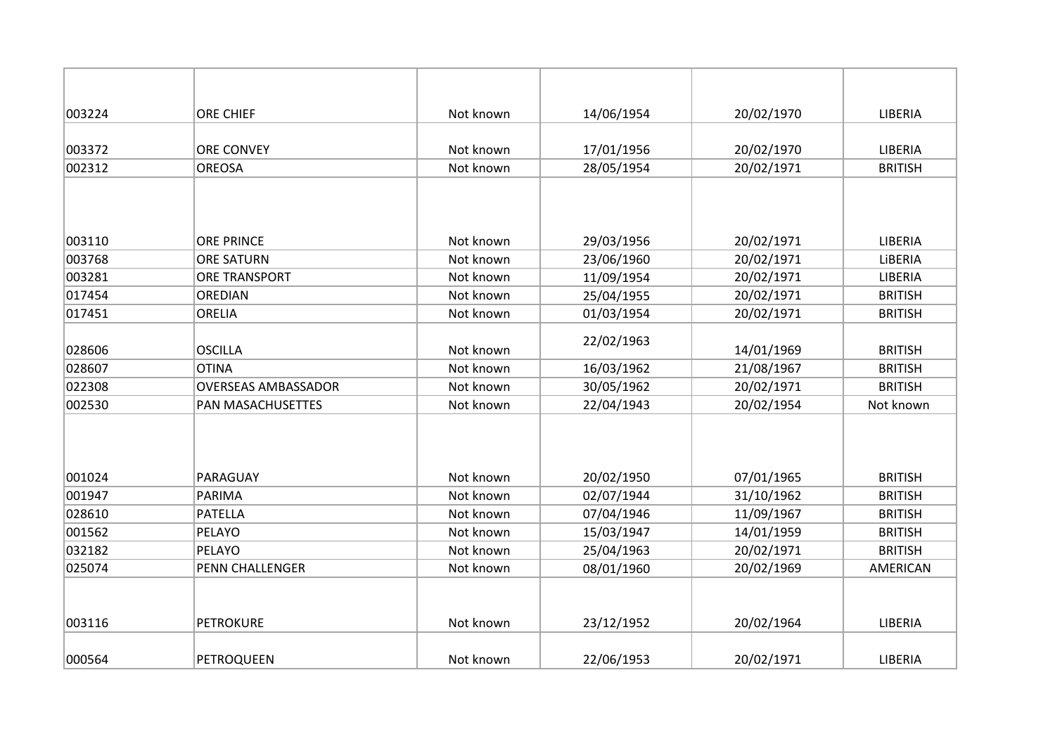| | | | | | |
|---|---|---|---|---|---|
| 003224 | ORE CHIEF | Not known | 14/06/1954 | 20/02/1970 | LIBERIA |
| 003372 | ORE CONVEY | Not known | 17/01/1956 | 20/02/1970 | LIBERIA |
| 002312 | OREOSA | Not known | 28/05/1954 | 20/02/1971 | BRITISH |
| 003110 | ORE PRINCE | Not known | 29/03/1956 | 20/02/1971 | LIBERIA |
| 003768 | ORE SATURN | Not known | 23/06/1960 | 20/02/1971 | LiBERIA |
| 003281 | ORE TRANSPORT | Not known | 11/09/1954 | 20/02/1971 | LIBERIA |
| 017454 | OREDIAN | Not known | 25/04/1955 | 20/02/1971 | BRITISH |
| 017451 | ORELIA | Not known | 01/03/1954 | 20/02/1971 | BRITISH |
| 028606 | OSCILLA | Not known | 22/02/1963 | 14/01/1969 | BRITISH |
| 028607 | OTINA | Not known | 16/03/1962 | 21/08/1967 | BRITISH |
| 022308 | OVERSEAS AMBASSADOR | Not known | 30/05/1962 | 20/02/1971 | BRITISH |
| 002530 | PAN MASACHUSETTES | Not known | 22/04/1943 | 20/02/1954 | Not known |
| 001024 | PARAGUAY | Not known | 20/02/1950 | 07/01/1965 | BRITISH |
| 001947 | PARIMA | Not known | 02/07/1944 | 31/10/1962 | BRITISH |
| 028610 | PATELLA | Not known | 07/04/1946 | 11/09/1967 | BRITISH |
| 001562 | PELAYO | Not known | 15/03/1947 | 14/01/1959 | BRITISH |
| 032182 | PELAYO | Not known | 25/04/1963 | 20/02/1971 | BRITISH |
| 025074 | PENN CHALLENGER | Not known | 08/01/1960 | 20/02/1969 | AMERICAN |
| 003116 | PETROKURE | Not known | 23/12/1952 | 20/02/1964 | LIBERIA |
| 000564 | PETROQUEEN | Not known | 22/06/1953 | 20/02/1971 | LIBERIA |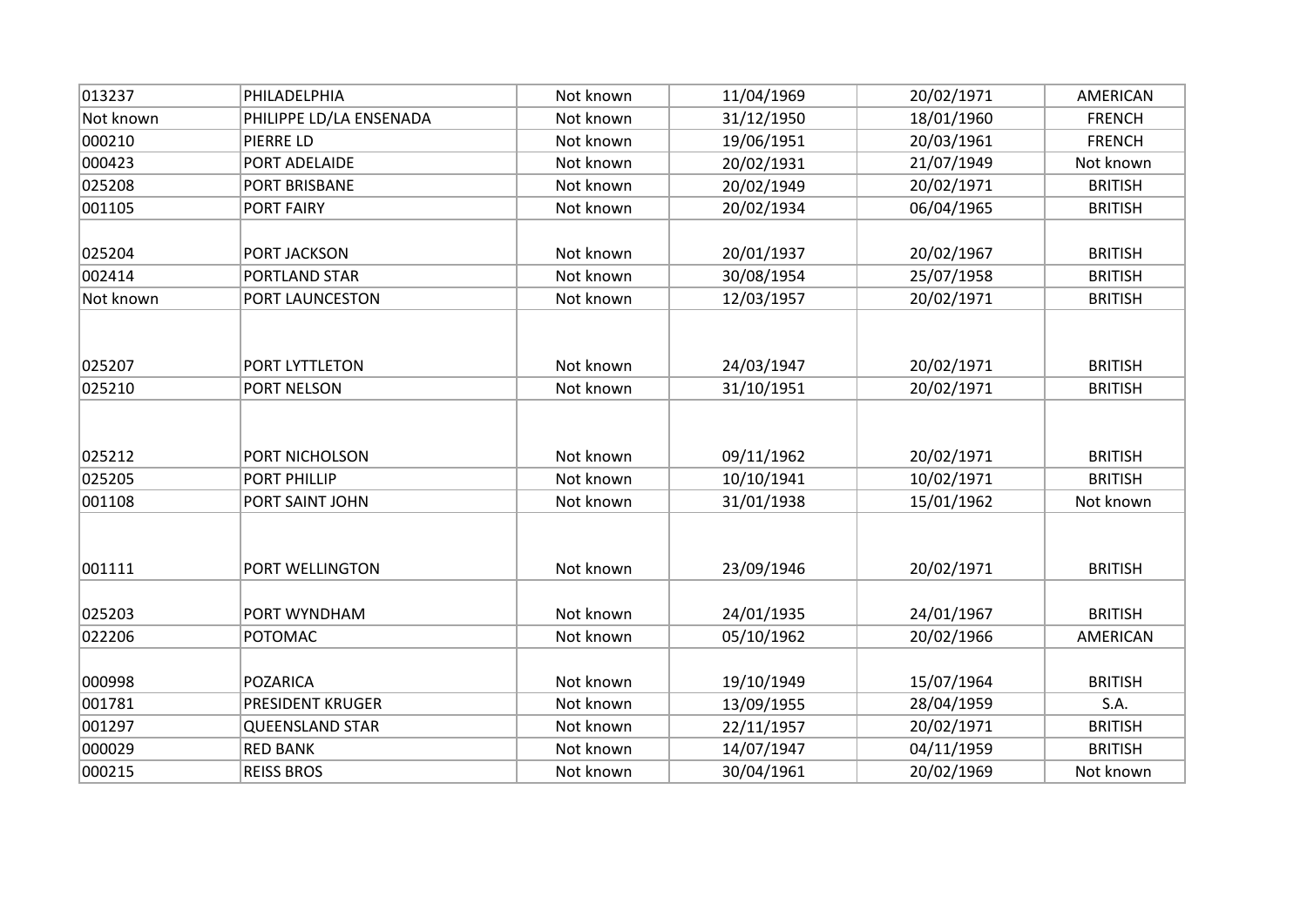| | | | | | |
|---|---|---|---|---|---|
| 013237 | PHILADELPHIA | Not known | 11/04/1969 | 20/02/1971 | AMERICAN |
| Not known | PHILIPPE LD/LA ENSENADA | Not known | 31/12/1950 | 18/01/1960 | FRENCH |
| 000210 | PIERRE LD | Not known | 19/06/1951 | 20/03/1961 | FRENCH |
| 000423 | PORT ADELAIDE | Not known | 20/02/1931 | 21/07/1949 | Not known |
| 025208 | PORT BRISBANE | Not known | 20/02/1949 | 20/02/1971 | BRITISH |
| 001105 | PORT FAIRY | Not known | 20/02/1934 | 06/04/1965 | BRITISH |
| 025204 | PORT JACKSON | Not known | 20/01/1937 | 20/02/1967 | BRITISH |
| 002414 | PORTLAND STAR | Not known | 30/08/1954 | 25/07/1958 | BRITISH |
| Not known | PORT LAUNCESTON | Not known | 12/03/1957 | 20/02/1971 | BRITISH |
| 025207 | PORT LYTTLETON | Not known | 24/03/1947 | 20/02/1971 | BRITISH |
| 025210 | PORT NELSON | Not known | 31/10/1951 | 20/02/1971 | BRITISH |
| 025212 | PORT NICHOLSON | Not known | 09/11/1962 | 20/02/1971 | BRITISH |
| 025205 | PORT PHILLIP | Not known | 10/10/1941 | 10/02/1971 | BRITISH |
| 001108 | PORT SAINT JOHN | Not known | 31/01/1938 | 15/01/1962 | Not known |
| 001111 | PORT WELLINGTON | Not known | 23/09/1946 | 20/02/1971 | BRITISH |
| 025203 | PORT WYNDHAM | Not known | 24/01/1935 | 24/01/1967 | BRITISH |
| 022206 | POTOMAC | Not known | 05/10/1962 | 20/02/1966 | AMERICAN |
| 000998 | POZARICA | Not known | 19/10/1949 | 15/07/1964 | BRITISH |
| 001781 | PRESIDENT KRUGER | Not known | 13/09/1955 | 28/04/1959 | S.A. |
| 001297 | QUEENSLAND STAR | Not known | 22/11/1957 | 20/02/1971 | BRITISH |
| 000029 | RED BANK | Not known | 14/07/1947 | 04/11/1959 | BRITISH |
| 000215 | REISS BROS | Not known | 30/04/1961 | 20/02/1969 | Not known |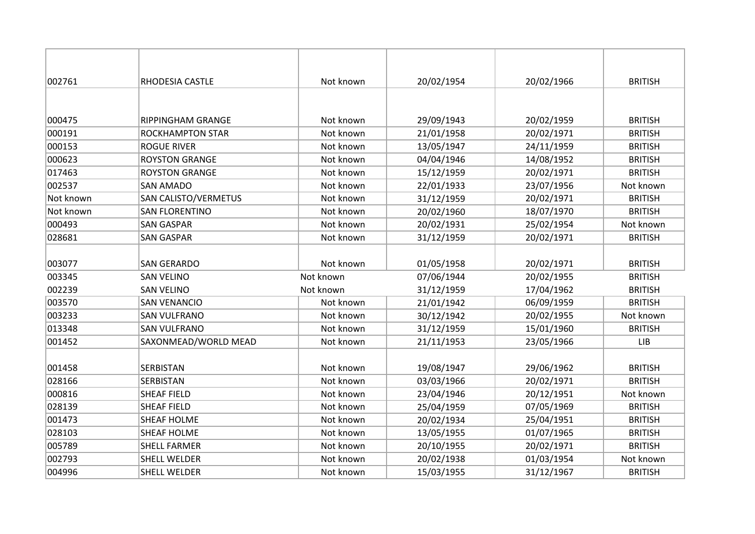| | | | | | |
|---|---|---|---|---|---|
| 002761 | RHODESIA CASTLE | Not known | 20/02/1954 | 20/02/1966 | BRITISH |
| 000475 | RIPPINGHAM GRANGE | Not known | 29/09/1943 | 20/02/1959 | BRITISH |
| 000191 | ROCKHAMPTON STAR | Not known | 21/01/1958 | 20/02/1971 | BRITISH |
| 000153 | ROGUE RIVER | Not known | 13/05/1947 | 24/11/1959 | BRITISH |
| 000623 | ROYSTON GRANGE | Not known | 04/04/1946 | 14/08/1952 | BRITISH |
| 017463 | ROYSTON GRANGE | Not known | 15/12/1959 | 20/02/1971 | BRITISH |
| 002537 | SAN AMADO | Not known | 22/01/1933 | 23/07/1956 | Not known |
| Not known | SAN CALISTO/VERMETUS | Not known | 31/12/1959 | 20/02/1971 | BRITISH |
| Not known | SAN FLORENTINO | Not known | 20/02/1960 | 18/07/1970 | BRITISH |
| 000493 | SAN GASPAR | Not known | 20/02/1931 | 25/02/1954 | Not known |
| 028681 | SAN GASPAR | Not known | 31/12/1959 | 20/02/1971 | BRITISH |
| 003077 | SAN GERARDO | Not known | 01/05/1958 | 20/02/1971 | BRITISH |
| 003345 | SAN VELINO | Not known | 07/06/1944 | 20/02/1955 | BRITISH |
| 002239 | SAN VELINO | Not known | 31/12/1959 | 17/04/1962 | BRITISH |
| 003570 | SAN VENANCIO | Not known | 21/01/1942 | 06/09/1959 | BRITISH |
| 003233 | SAN VULFRANO | Not known | 30/12/1942 | 20/02/1955 | Not known |
| 013348 | SAN VULFRANO | Not known | 31/12/1959 | 15/01/1960 | BRITISH |
| 001452 | SAXONMEAD/WORLD MEAD | Not known | 21/11/1953 | 23/05/1966 | LIB |
| 001458 | SERBISTAN | Not known | 19/08/1947 | 29/06/1962 | BRITISH |
| 028166 | SERBISTAN | Not known | 03/03/1966 | 20/02/1971 | BRITISH |
| 000816 | SHEAF FIELD | Not known | 23/04/1946 | 20/12/1951 | Not known |
| 028139 | SHEAF FIELD | Not known | 25/04/1959 | 07/05/1969 | BRITISH |
| 001473 | SHEAF HOLME | Not known | 20/02/1934 | 25/04/1951 | BRITISH |
| 028103 | SHEAF HOLME | Not known | 13/05/1955 | 01/07/1965 | BRITISH |
| 005789 | SHELL FARMER | Not known | 20/10/1955 | 20/02/1971 | BRITISH |
| 002793 | SHELL WELDER | Not known | 20/02/1938 | 01/03/1954 | Not known |
| 004996 | SHELL WELDER | Not known | 15/03/1955 | 31/12/1967 | BRITISH |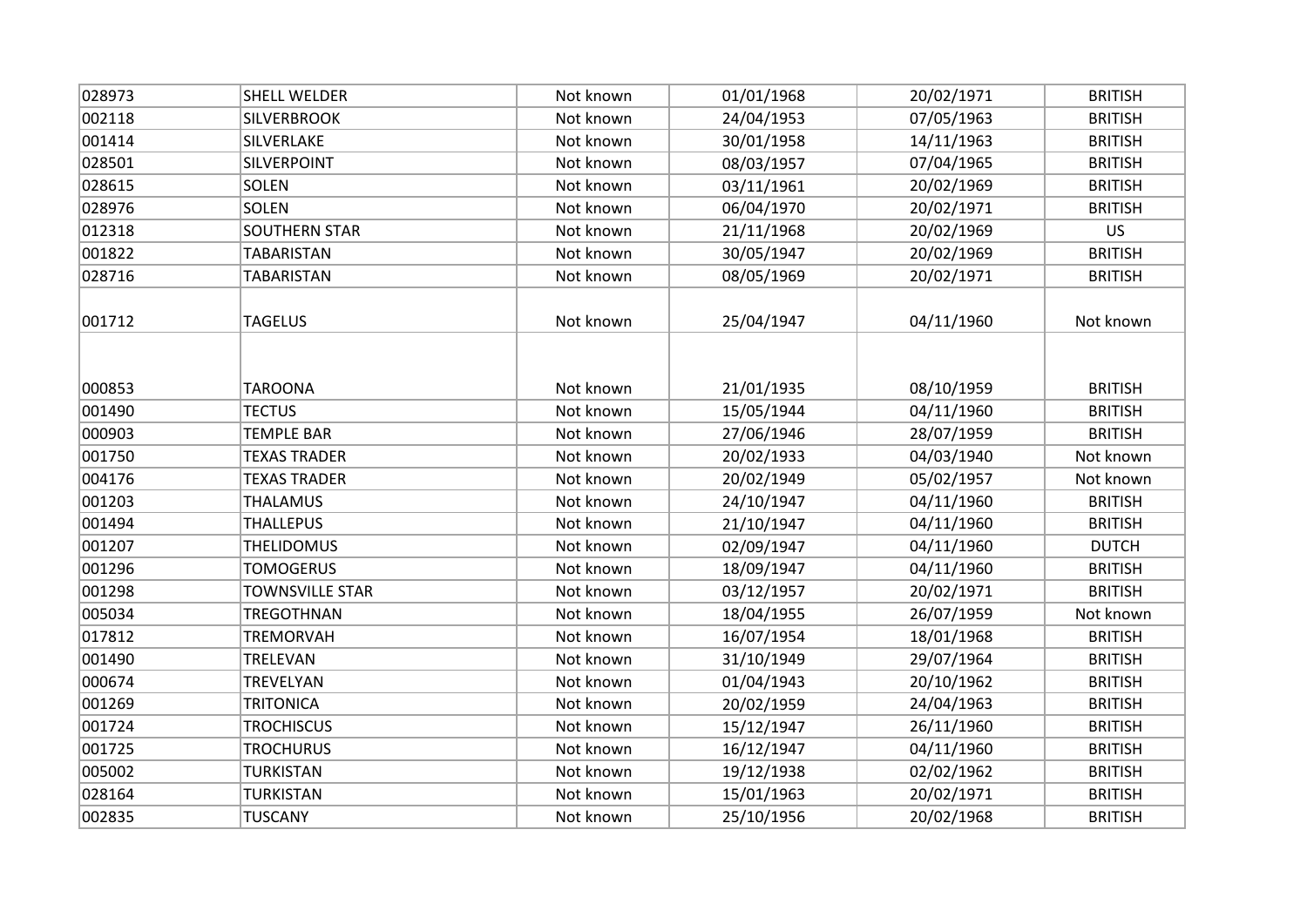| 028973 | SHELL WELDER | Not known | 01/01/1968 | 20/02/1971 | BRITISH |
|---|---|---|---|---|---|
| 002118 | SILVERBROOK | Not known | 24/04/1953 | 07/05/1963 | BRITISH |
| 001414 | SILVERLAKE | Not known | 30/01/1958 | 14/11/1963 | BRITISH |
| 028501 | SILVERPOINT | Not known | 08/03/1957 | 07/04/1965 | BRITISH |
| 028615 | SOLEN | Not known | 03/11/1961 | 20/02/1969 | BRITISH |
| 028976 | SOLEN | Not known | 06/04/1970 | 20/02/1971 | BRITISH |
| 012318 | SOUTHERN STAR | Not known | 21/11/1968 | 20/02/1969 | US |
| 001822 | TABARISTAN | Not known | 30/05/1947 | 20/02/1969 | BRITISH |
| 028716 | TABARISTAN | Not known | 08/05/1969 | 20/02/1971 | BRITISH |
| 001712 | TAGELUS | Not known | 25/04/1947 | 04/11/1960 | Not known |
| 000853 | TAROONA | Not known | 21/01/1935 | 08/10/1959 | BRITISH |
| 001490 | TECTUS | Not known | 15/05/1944 | 04/11/1960 | BRITISH |
| 000903 | TEMPLE BAR | Not known | 27/06/1946 | 28/07/1959 | BRITISH |
| 001750 | TEXAS TRADER | Not known | 20/02/1933 | 04/03/1940 | Not known |
| 004176 | TEXAS TRADER | Not known | 20/02/1949 | 05/02/1957 | Not known |
| 001203 | THALAMUS | Not known | 24/10/1947 | 04/11/1960 | BRITISH |
| 001494 | THALLEPUS | Not known | 21/10/1947 | 04/11/1960 | BRITISH |
| 001207 | THELIDOMUS | Not known | 02/09/1947 | 04/11/1960 | DUTCH |
| 001296 | TOMOGERUS | Not known | 18/09/1947 | 04/11/1960 | BRITISH |
| 001298 | TOWNSVILLE STAR | Not known | 03/12/1957 | 20/02/1971 | BRITISH |
| 005034 | TREGOTHNAN | Not known | 18/04/1955 | 26/07/1959 | Not known |
| 017812 | TREMORVAH | Not known | 16/07/1954 | 18/01/1968 | BRITISH |
| 001490 | TRELEVAN | Not known | 31/10/1949 | 29/07/1964 | BRITISH |
| 000674 | TREVELYAN | Not known | 01/04/1943 | 20/10/1962 | BRITISH |
| 001269 | TRITONICA | Not known | 20/02/1959 | 24/04/1963 | BRITISH |
| 001724 | TROCHISCUS | Not known | 15/12/1947 | 26/11/1960 | BRITISH |
| 001725 | TROCHURUS | Not known | 16/12/1947 | 04/11/1960 | BRITISH |
| 005002 | TURKISTAN | Not known | 19/12/1938 | 02/02/1962 | BRITISH |
| 028164 | TURKISTAN | Not known | 15/01/1963 | 20/02/1971 | BRITISH |
| 002835 | TUSCANY | Not known | 25/10/1956 | 20/02/1968 | BRITISH |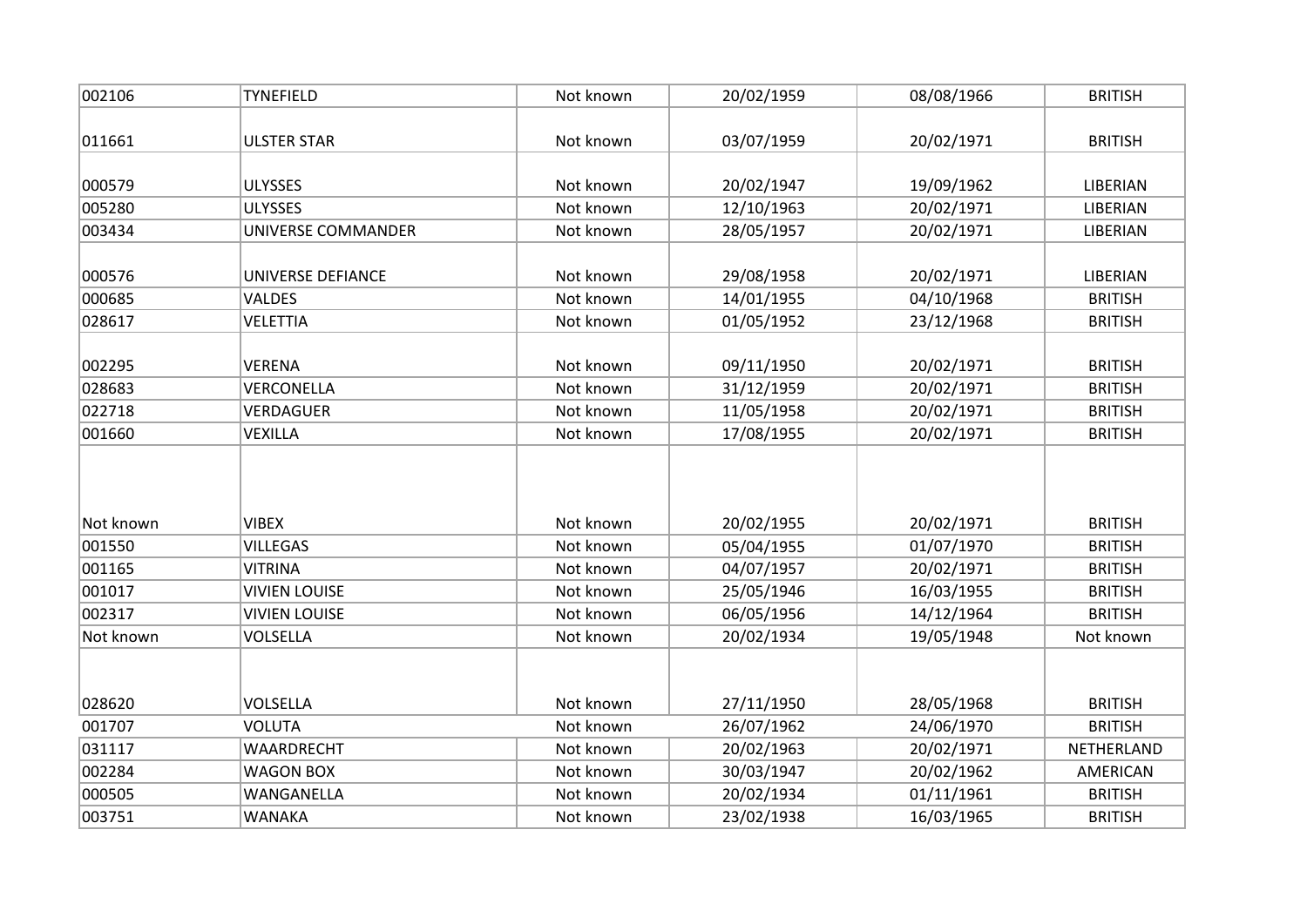| | | | | | |
|---|---|---|---|---|---|
| 002106 | TYNEFIELD | Not known | 20/02/1959 | 08/08/1966 | BRITISH |
| 011661 | ULSTER STAR | Not known | 03/07/1959 | 20/02/1971 | BRITISH |
| 000579 | ULYSSES | Not known | 20/02/1947 | 19/09/1962 | LIBERIAN |
| 005280 | ULYSSES | Not known | 12/10/1963 | 20/02/1971 | LIBERIAN |
| 003434 | UNIVERSE COMMANDER | Not known | 28/05/1957 | 20/02/1971 | LIBERIAN |
| 000576 | UNIVERSE DEFIANCE | Not known | 29/08/1958 | 20/02/1971 | LIBERIAN |
| 000685 | VALDES | Not known | 14/01/1955 | 04/10/1968 | BRITISH |
| 028617 | VELETTIA | Not known | 01/05/1952 | 23/12/1968 | BRITISH |
| 002295 | VERENA | Not known | 09/11/1950 | 20/02/1971 | BRITISH |
| 028683 | VERCONELLA | Not known | 31/12/1959 | 20/02/1971 | BRITISH |
| 022718 | VERDAGUER | Not known | 11/05/1958 | 20/02/1971 | BRITISH |
| 001660 | VEXILLA | Not known | 17/08/1955 | 20/02/1971 | BRITISH |
| Not known | VIBEX | Not known | 20/02/1955 | 20/02/1971 | BRITISH |
| 001550 | VILLEGAS | Not known | 05/04/1955 | 01/07/1970 | BRITISH |
| 001165 | VITRINA | Not known | 04/07/1957 | 20/02/1971 | BRITISH |
| 001017 | VIVIEN LOUISE | Not known | 25/05/1946 | 16/03/1955 | BRITISH |
| 002317 | VIVIEN LOUISE | Not known | 06/05/1956 | 14/12/1964 | BRITISH |
| Not known | VOLSELLA | Not known | 20/02/1934 | 19/05/1948 | Not known |
| 028620 | VOLSELLA | Not known | 27/11/1950 | 28/05/1968 | BRITISH |
| 001707 | VOLUTA | Not known | 26/07/1962 | 24/06/1970 | BRITISH |
| 031117 | WAARDRECHT | Not known | 20/02/1963 | 20/02/1971 | NETHERLAND |
| 002284 | WAGON BOX | Not known | 30/03/1947 | 20/02/1962 | AMERICAN |
| 000505 | WANGANELLA | Not known | 20/02/1934 | 01/11/1961 | BRITISH |
| 003751 | WANAKA | Not known | 23/02/1938 | 16/03/1965 | BRITISH |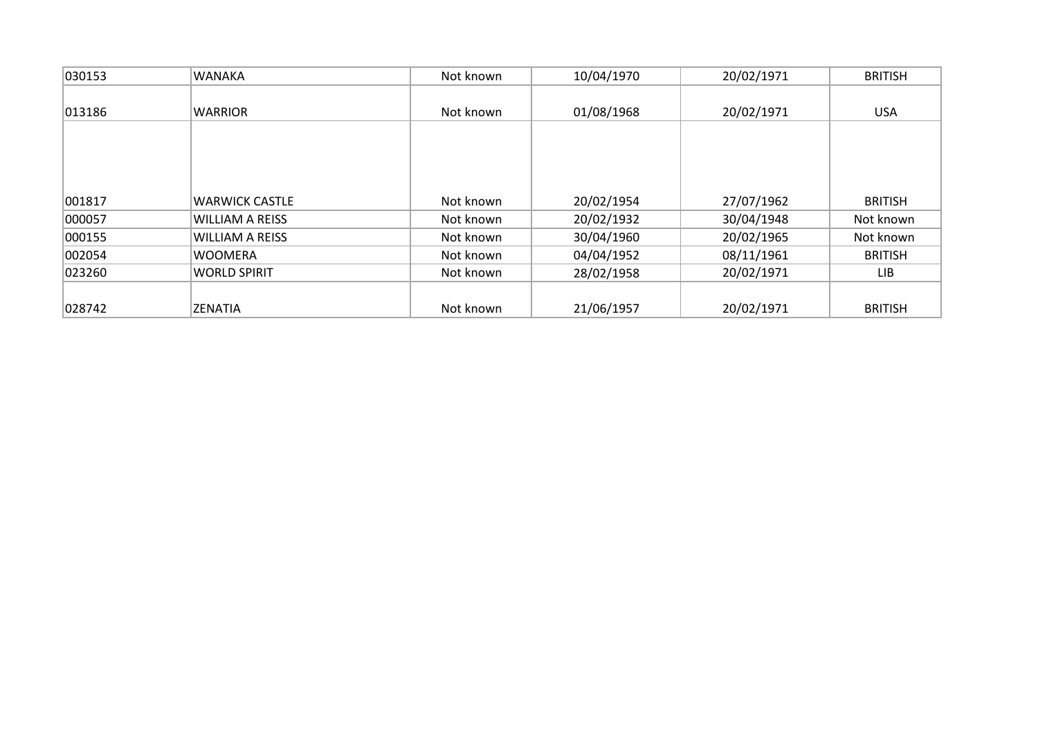| | | | | | |
|---|---|---|---|---|---|
| 030153 | WANAKA | Not known | 10/04/1970 | 20/02/1971 | BRITISH |
| 013186 | WARRIOR | Not known | 01/08/1968 | 20/02/1971 | USA |
| 001817 | WARWICK CASTLE | Not known | 20/02/1954 | 27/07/1962 | BRITISH |
| 000057 | WILLIAM A REISS | Not known | 20/02/1932 | 30/04/1948 | Not known |
| 000155 | WILLIAM A REISS | Not known | 30/04/1960 | 20/02/1965 | Not known |
| 002054 | WOOMERA | Not known | 04/04/1952 | 08/11/1961 | BRITISH |
| 023260 | WORLD SPIRIT | Not known | 28/02/1958 | 20/02/1971 | LIB |
| 028742 | ZENATIA | Not known | 21/06/1957 | 20/02/1971 | BRITISH |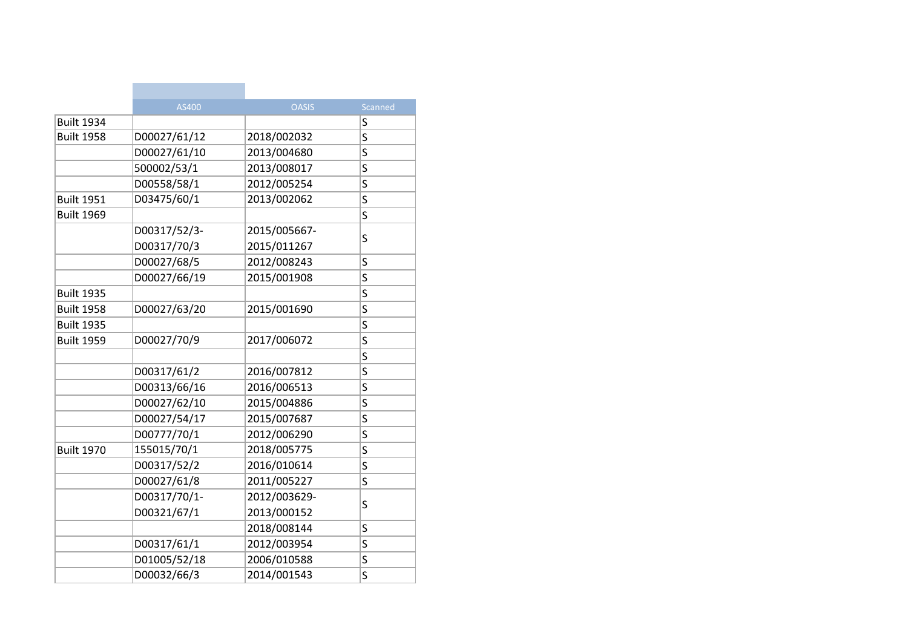| | AS400 | OASIS | Scanned |
|---|---|---|---|
| Built 1934 | | | S |
| Built 1958 | D00027/61/12 | 2018/002032 | S |
| | D00027/61/10 | 2013/004680 | S |
| | 500002/53/1 | 2013/008017 | S |
| | D00558/58/1 | 2012/005254 | S |
| Built 1951 | D03475/60/1 | 2013/002062 | S |
| Built 1969 | | | S |
| | D00317/52/3-D00317/70/3 | 2015/005667-2015/011267 | S |
| | D00027/68/5 | 2012/008243 | S |
| | D00027/66/19 | 2015/001908 | S |
| Built 1935 | | | S |
| Built 1958 | D00027/63/20 | 2015/001690 | S |
| Built 1935 | | | S |
| Built 1959 | D00027/70/9 | 2017/006072 | S |
| | | | S |
| | D00317/61/2 | 2016/007812 | S |
| | D00313/66/16 | 2016/006513 | S |
| | D00027/62/10 | 2015/004886 | S |
| | D00027/54/17 | 2015/007687 | S |
| | D00777/70/1 | 2012/006290 | S |
| Built 1970 | 155015/70/1 | 2018/005775 | S |
| | D00317/52/2 | 2016/010614 | S |
| | D00027/61/8 | 2011/005227 | S |
| | D00317/70/1-D00321/67/1 | 2012/003629-2013/000152 | S |
| | | 2018/008144 | S |
| | D00317/61/1 | 2012/003954 | S |
| | D01005/52/18 | 2006/010588 | S |
| | D00032/66/3 | 2014/001543 | S |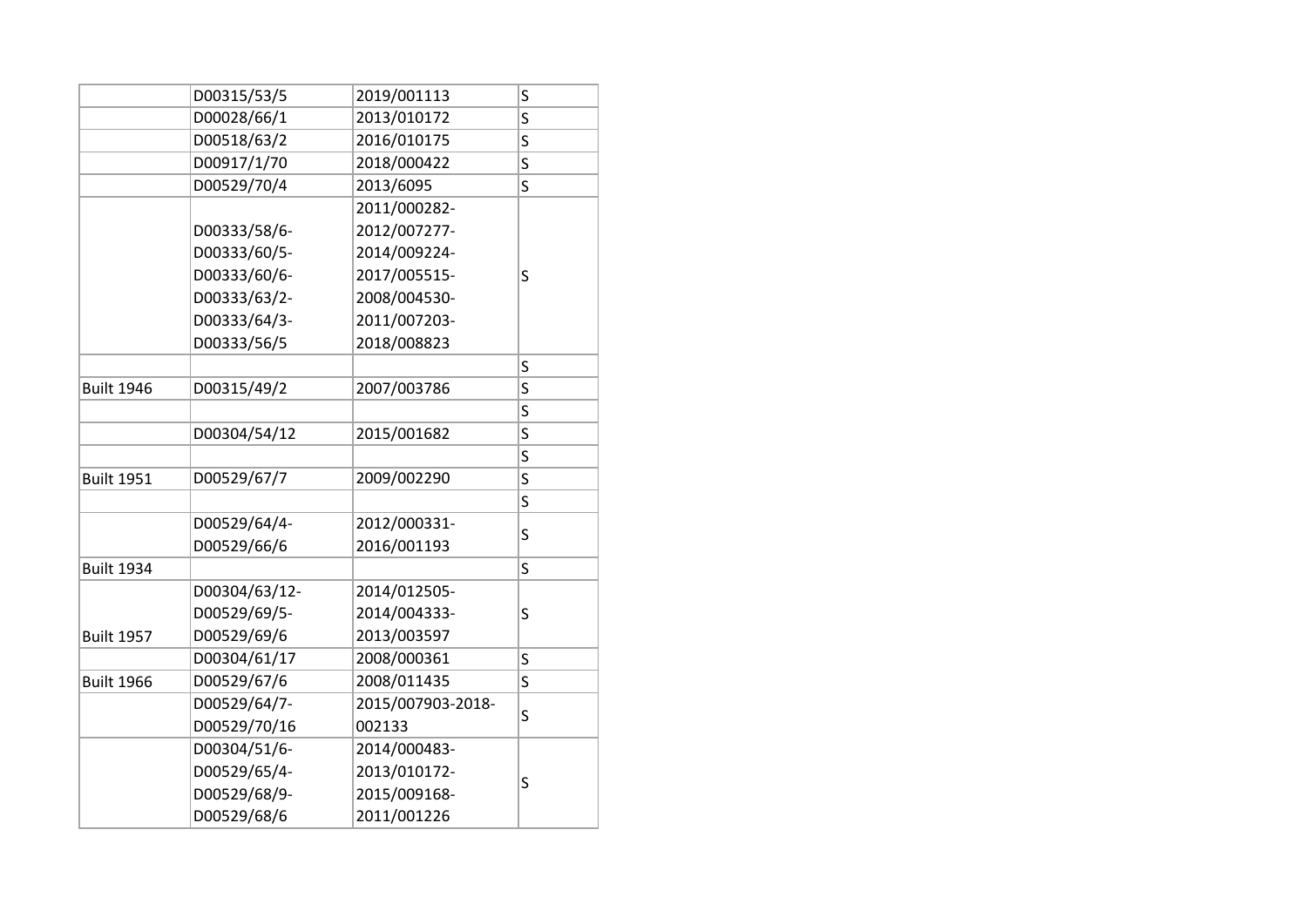| | | | |
|---|---|---|---|
| | D00315/53/5 | 2019/001113 | S |
| | D00028/66/1 | 2013/010172 | S |
| | D00518/63/2 | 2016/010175 | S |
| | D00917/1/70 | 2018/000422 | S |
| | D00529/70/4 | 2013/6095 | S |
| | D00333/58/6- D00333/60/5- D00333/60/6- D00333/63/2- D00333/64/3- D00333/56/5 | 2011/000282- 2012/007277- 2014/009224- 2017/005515- 2008/004530- 2011/007203- 2018/008823 | S |
| | | | S |
| Built 1946 | D00315/49/2 | 2007/003786 | S |
| | | | S |
| | D00304/54/12 | 2015/001682 | S |
| | | | S |
| Built 1951 | D00529/67/7 | 2009/002290 | S |
| | | | S |
| | D00529/64/4- D00529/66/6 | 2012/000331- 2016/001193 | S |
| Built 1934 | | | S |
| Built 1957 | D00304/63/12- D00529/69/5- D00529/69/6 | 2014/012505- 2014/004333- 2013/003597 | S |
| | D00304/61/17 | 2008/000361 | S |
| Built 1966 | D00529/67/6 | 2008/011435 | S |
| | D00529/64/7- D00529/70/16 | 2015/007903-2018-002133 | S |
| | D00304/51/6- D00529/65/4- D00529/68/9- D00529/68/6 | 2014/000483- 2013/010172- 2015/009168- 2011/001226 | S |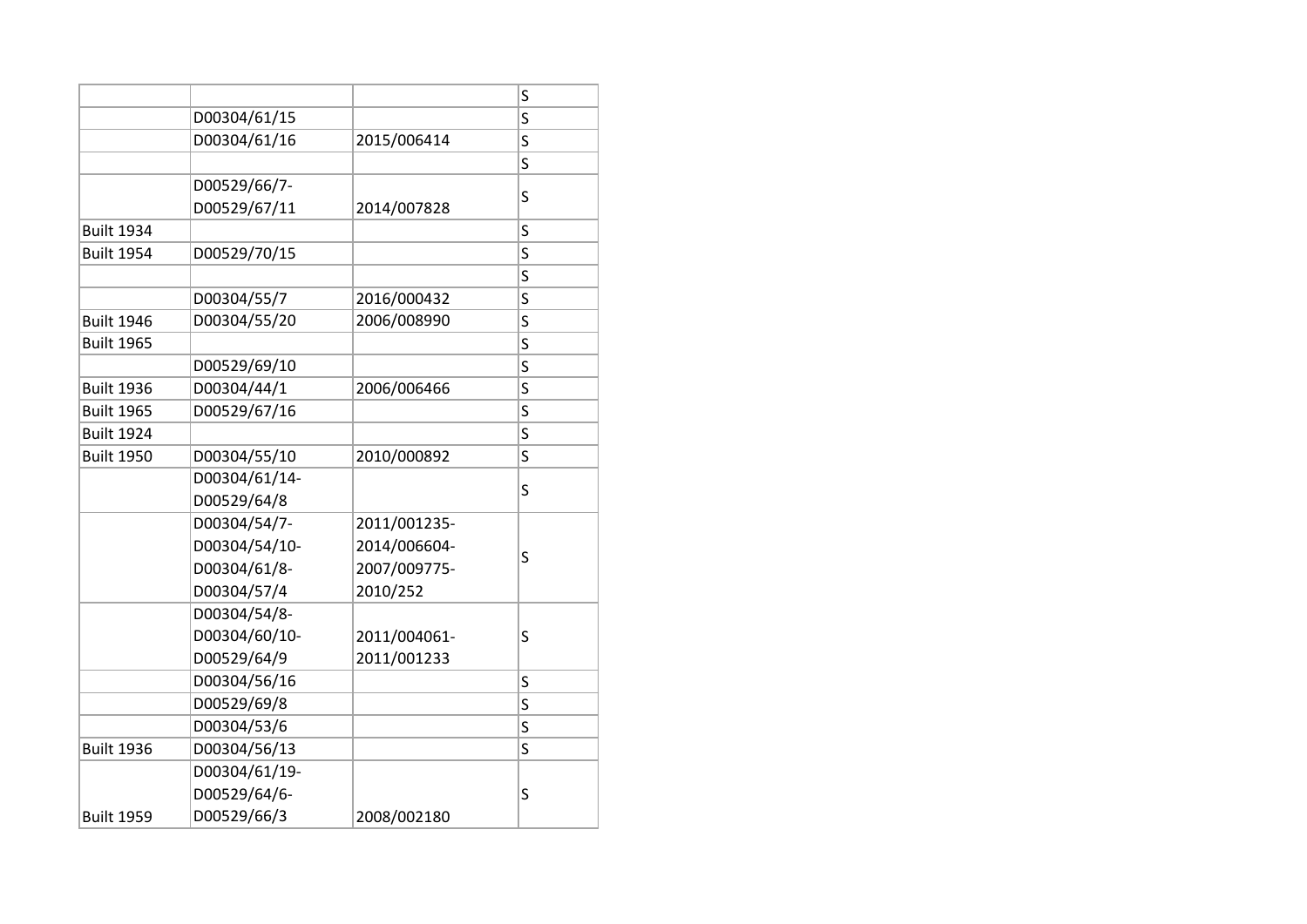| | | | |
|---|---|---|---|
| | | | S |
| | D00304/61/15 | | S |
| | D00304/61/16 | 2015/006414 | S |
| | | | S |
| | D00529/66/7-<br>D00529/67/11 | 2014/007828 | S |
| Built 1934 | | | S |
| Built 1954 | D00529/70/15 | | S |
| | | | S |
| | D00304/55/7 | 2016/000432 | S |
| Built 1946 | D00304/55/20 | 2006/008990 | S |
| Built 1965 | | | S |
| | D00529/69/10 | | S |
| Built 1936 | D00304/44/1 | 2006/006466 | S |
| Built 1965 | D00529/67/16 | | S |
| Built 1924 | | | S |
| Built 1950 | D00304/55/10 | 2010/000892 | S |
| | D00304/61/14-<br>D00529/64/8 | | S |
| | D00304/54/7-<br>D00304/54/10-<br>D00304/61/8-<br>D00304/57/4 | 2011/001235-<br>2014/006604-<br>2007/009775-<br>2010/252 | S |
| | D00304/54/8-<br>D00304/60/10-<br>D00529/64/9 | 2011/004061-<br>2011/001233 | S |
| | D00304/56/16 | | S |
| | D00529/69/8 | | S |
| | D00304/53/6 | | S |
| Built 1936 | D00304/56/13 | | S |
| Built 1959 | D00304/61/19-<br>D00529/64/6-<br>D00529/66/3 | 2008/002180 | S |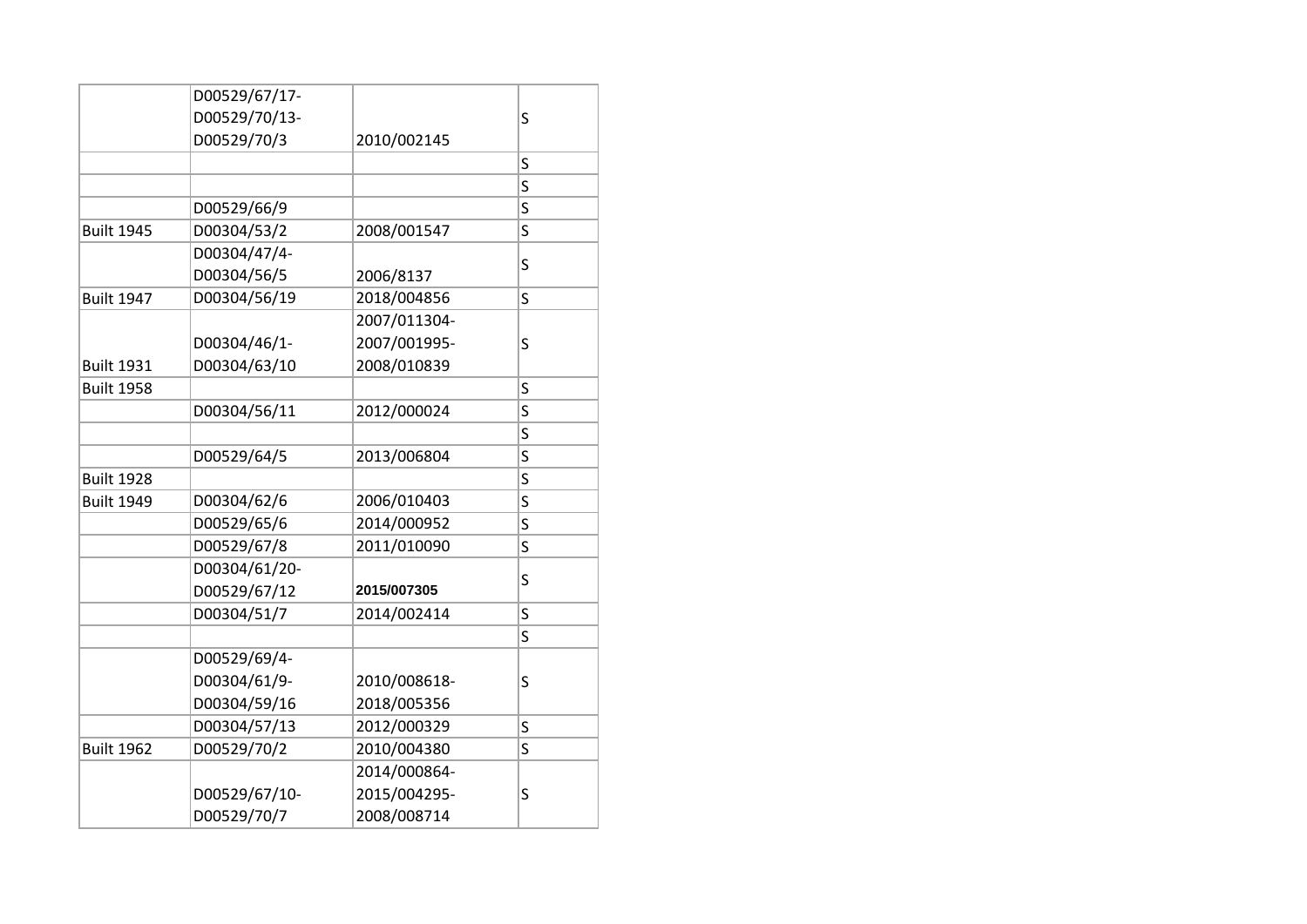| | | | |
|---|---|---|---|
| | D00529/67/17- D00529/70/13- D00529/70/3 | 2010/002145 | S |
| | | | S |
| | | | S |
| | D00529/66/9 | | S |
| Built 1945 | D00304/53/2 | 2008/001547 | S |
| | D00304/47/4- D00304/56/5 | 2006/8137 | S |
| Built 1947 | D00304/56/19 | 2018/004856 | S |
| Built 1931 | D00304/46/1- D00304/63/10 | 2007/011304- 2007/001995- 2008/010839 | S |
| Built 1958 | | | S |
| | D00304/56/11 | 2012/000024 | S |
| | | | S |
| | D00529/64/5 | 2013/006804 | S |
| Built 1928 | | | S |
| Built 1949 | D00304/62/6 | 2006/010403 | S |
| | D00529/65/6 | 2014/000952 | S |
| | D00529/67/8 | 2011/010090 | S |
| | D00304/61/20- D00529/67/12 | 2015/007305 | S |
| | D00304/51/7 | 2014/002414 | S |
| | | | S |
| | D00529/69/4- D00304/61/9- D00304/59/16 | 2010/008618- 2018/005356 | S |
| | D00304/57/13 | 2012/000329 | S |
| Built 1962 | D00529/70/2 | 2010/004380 | S |
| | D00529/67/10- D00529/70/7 | 2014/000864- 2015/004295- 2008/008714 | S |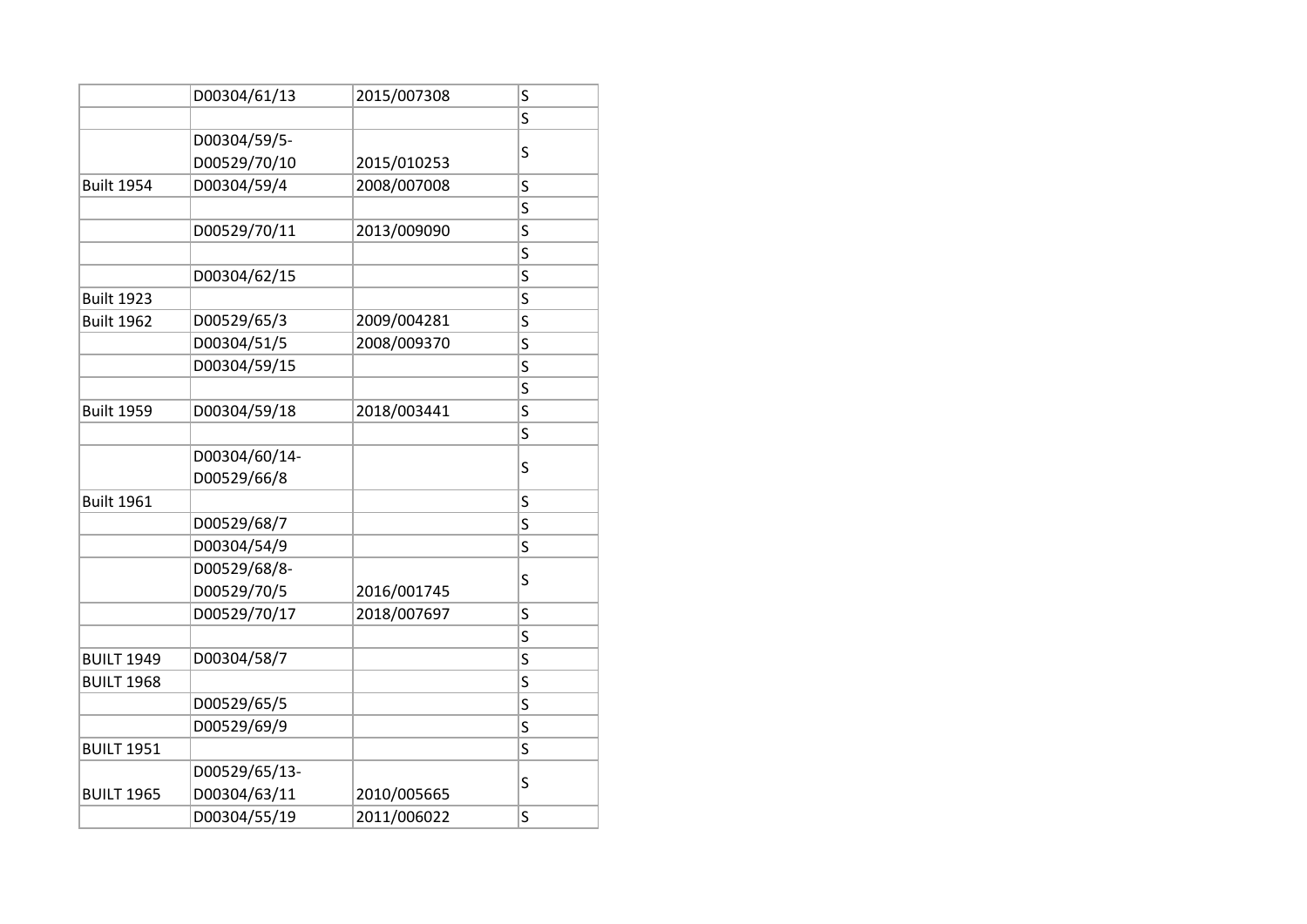| | | | |
|---|---|---|---|
| | D00304/61/13 | 2015/007308 | S |
| | | | S |
| | D00304/59/5-D00529/70/10 | 2015/010253 | S |
| Built 1954 | D00304/59/4 | 2008/007008 | S |
| | | | S |
| | D00529/70/11 | 2013/009090 | S |
| | | | S |
| | D00304/62/15 | | S |
| Built 1923 | | | S |
| Built 1962 | D00529/65/3 | 2009/004281 | S |
| | D00304/51/5 | 2008/009370 | S |
| | D00304/59/15 | | S |
| | | | S |
| Built 1959 | D00304/59/18 | 2018/003441 | S |
| | | | S |
| | D00304/60/14-D00529/66/8 | | S |
| Built 1961 | | | S |
| | D00529/68/7 | | S |
| | D00304/54/9 | | S |
| | D00529/68/8-D00529/70/5 | 2016/001745 | S |
| | D00529/70/17 | 2018/007697 | S |
| | | | S |
| BUILT 1949 | D00304/58/7 | | S |
| BUILT 1968 | | | S |
| | D00529/65/5 | | S |
| | D00529/69/9 | | S |
| BUILT 1951 | | | S |
| BUILT 1965 | D00529/65/13-D00304/63/11 | 2010/005665 | S |
| | D00304/55/19 | 2011/006022 | S |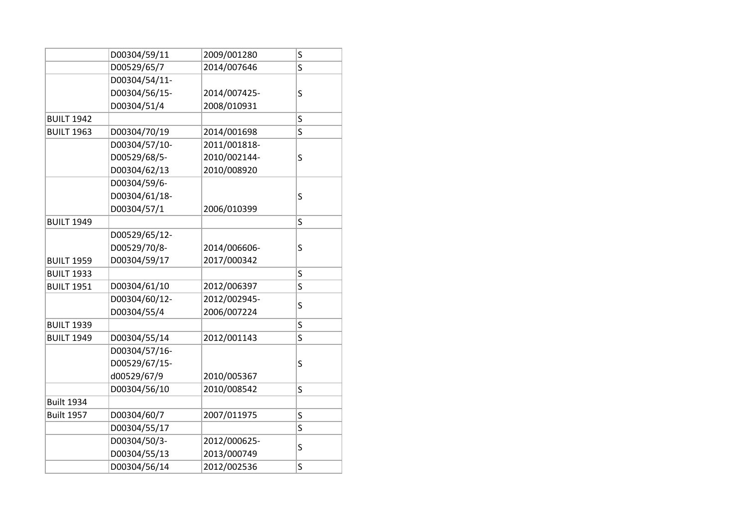| | | | |
|---|---|---|---|
| | D00304/59/11 | 2009/001280 | S |
| | D00529/65/7 | 2014/007646 | S |
| | D00304/54/11-<br>D00304/56/15-<br>D00304/51/4 | 2014/007425-<br>2008/010931 | S |
| BUILT 1942 | | | S |
| BUILT 1963 | D00304/70/19 | 2014/001698 | S |
| | D00304/57/10-<br>D00529/68/5-<br>D00304/62/13 | 2011/001818-<br>2010/002144-<br>2010/008920 | S |
| | D00304/59/6-<br>D00304/61/18-<br>D00304/57/1 | 2006/010399 | S |
| BUILT 1949 | | | S |
| BUILT 1959 | D00529/65/12-<br>D00529/70/8-<br>D00304/59/17 | 2014/006606-<br>2017/000342 | S |
| BUILT 1933 | | | S |
| BUILT 1951 | D00304/61/10 | 2012/006397 | S |
| | D00304/60/12-<br>D00304/55/4 | 2012/002945-<br>2006/007224 | S |
| BUILT 1939 | | | S |
| BUILT 1949 | D00304/55/14 | 2012/001143 | S |
| | D00304/57/16-<br>D00529/67/15-<br>d00529/67/9 | 2010/005367 | S |
| | D00304/56/10 | 2010/008542 | S |
| Built 1934 | | | |
| Built 1957 | D00304/60/7 | 2007/011975 | S |
| | D00304/55/17 | | S |
| | D00304/50/3-<br>D00304/55/13 | 2012/000625-<br>2013/000749 | S |
| | D00304/56/14 | 2012/002536 | S |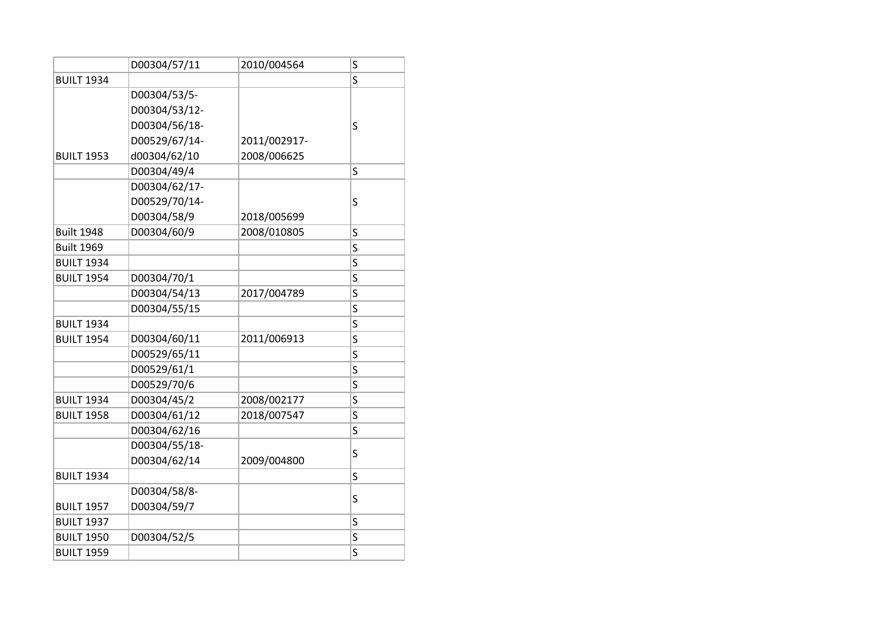| | | | |
|---|---|---|---|
| | D00304/57/11 | 2010/004564 | S |
| BUILT 1934 | | | S |
| BUILT 1953 | D00304/53/5- D00304/53/12- D00304/56/18- D00529/67/14- d00304/62/10 | 2011/002917- 2008/006625 | S |
| | D00304/49/4 | | S |
| | D00304/62/17- D00529/70/14- D00304/58/9 | 2018/005699 | S |
| Built 1948 | D00304/60/9 | 2008/010805 | S |
| Built 1969 | | | S |
| BUILT 1934 | | | S |
| BUILT 1954 | D00304/70/1 | | S |
| | D00304/54/13 | 2017/004789 | S |
| | D00304/55/15 | | S |
| BUILT 1934 | | | S |
| BUILT 1954 | D00304/60/11 | 2011/006913 | S |
| | D00529/65/11 | | S |
| | D00529/61/1 | | S |
| | D00529/70/6 | | S |
| BUILT 1934 | D00304/45/2 | 2008/002177 | S |
| BUILT 1958 | D00304/61/12 | 2018/007547 | S |
| | D00304/62/16 | | S |
| | D00304/55/18- D00304/62/14 | 2009/004800 | S |
| BUILT 1934 | | | S |
| BUILT 1957 | D00304/58/8- D00304/59/7 | | S |
| BUILT 1937 | | | S |
| BUILT 1950 | D00304/52/5 | | S |
| BUILT 1959 | | | S |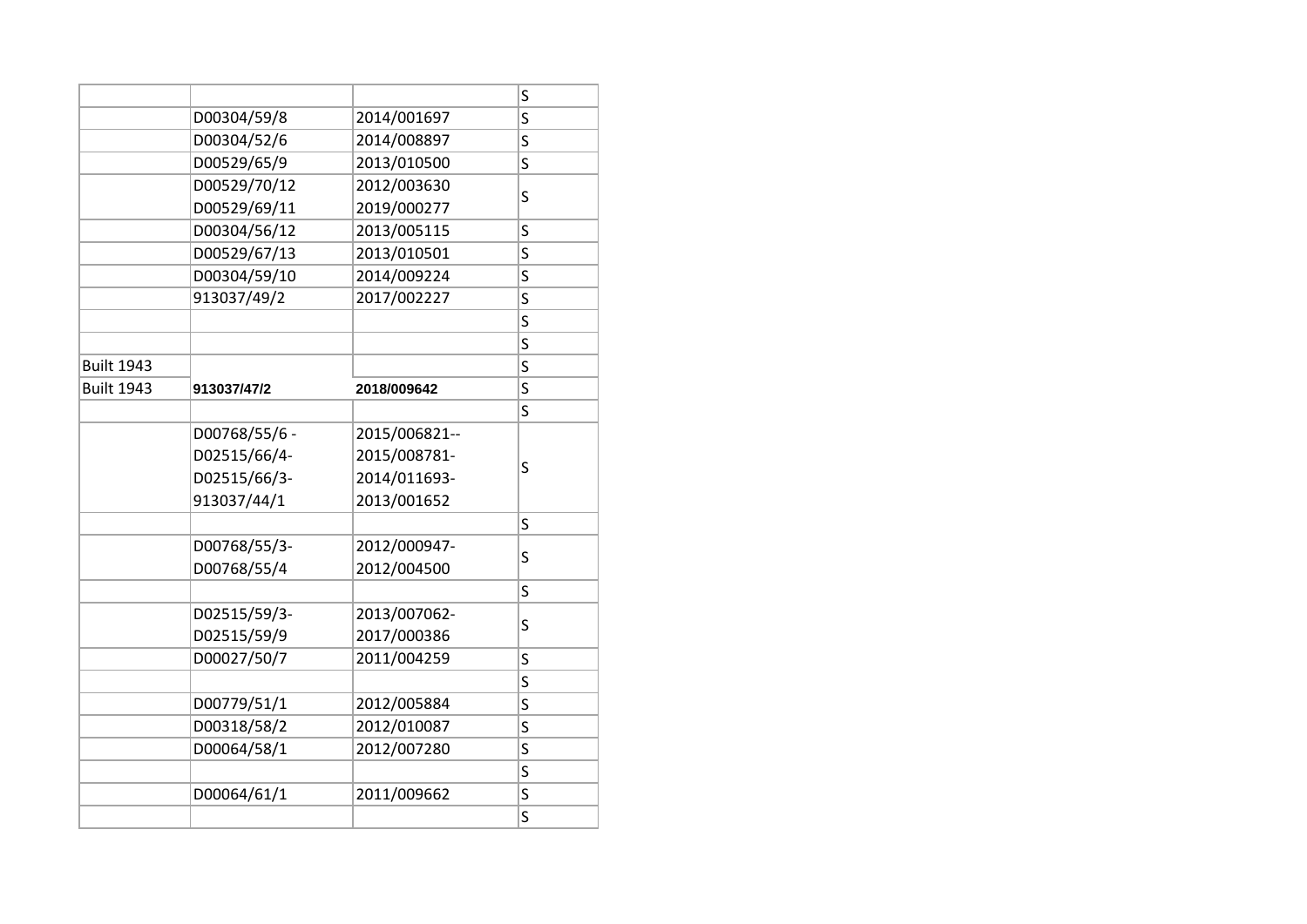| | | | |
|---|---|---|---|
| | | | S |
| | D00304/59/8 | 2014/001697 | S |
| | D00304/52/6 | 2014/008897 | S |
| | D00529/65/9 | 2013/010500 | S |
| | D00529/70/12<br>D00529/69/11 | 2012/003630<br>2019/000277 | S |
| | D00304/56/12 | 2013/005115 | S |
| | D00529/67/13 | 2013/010501 | S |
| | D00304/59/10 | 2014/009224 | S |
| | 913037/49/2 | 2017/002227 | S |
| | | | S |
| | | | S |
| Built 1943 | | | S |
| Built 1943 | **913037/47/2** | **2018/009642** | S |
| | | | S |
| | D00768/55/6 -<br>D02515/66/4-<br>D02515/66/3-<br>913037/44/1 | 2015/006821--<br>2015/008781-<br>2014/011693-<br>2013/001652 | S |
| | | | S |
| | D00768/55/3-<br>D00768/55/4 | 2012/000947-<br>2012/004500 | S |
| | | | S |
| | D02515/59/3-<br>D02515/59/9 | 2013/007062-<br>2017/000386 | S |
| | D00027/50/7 | 2011/004259 | S |
| | | | S |
| | D00779/51/1 | 2012/005884 | S |
| | D00318/58/2 | 2012/010087 | S |
| | D00064/58/1 | 2012/007280 | S |
| | | | S |
| | D00064/61/1 | 2011/009662 | S |
| | | | S |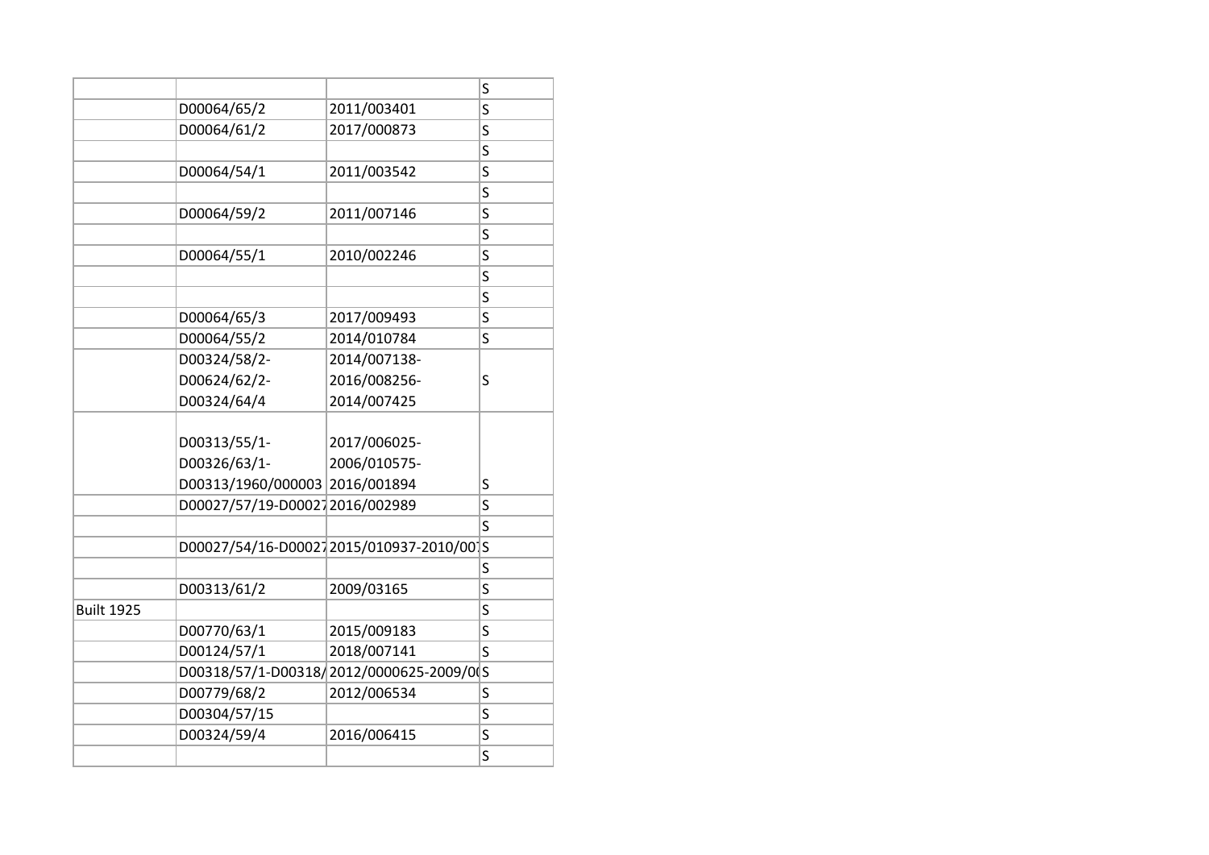| | | | |
|---|---|---|---|
| | | | S |
| | D00064/65/2 | 2011/003401 | S |
| | D00064/61/2 | 2017/000873 | S |
| | | | S |
| | D00064/54/1 | 2011/003542 | S |
| | | | S |
| | D00064/59/2 | 2011/007146 | S |
| | | | S |
| | D00064/55/1 | 2010/002246 | S |
| | | | S |
| | | | S |
| | D00064/65/3 | 2017/009493 | S |
| | D00064/55/2 | 2014/010784 | S |
| | D00324/58/2-<br>D00624/62/2-<br>D00324/64/4 | 2014/007138-<br>2016/008256-<br>2014/007425 | S |
| | D00313/55/1-<br>D00326/63/1-<br>D00313/1960/000003 | 2017/006025-<br>2006/010575-<br>2016/001894 | S |
| | D00027/57/19-D00027 | 2016/002989 | S |
| | | | S |
| | D00027/54/16-D00027 | 2015/010937-2010/007 | S |
| | | | S |
| | D00313/61/2 | 2009/03165 | S |
| Built 1925 | | | S |
| | D00770/63/1 | 2015/009183 | S |
| | D00124/57/1 | 2018/007141 | S |
| | D00318/57/1-D00318/ | 2012/0000625-2009/00 | S |
| | D00779/68/2 | 2012/006534 | S |
| | D00304/57/15 | | S |
| | D00324/59/4 | 2016/006415 | S |
| | | | S |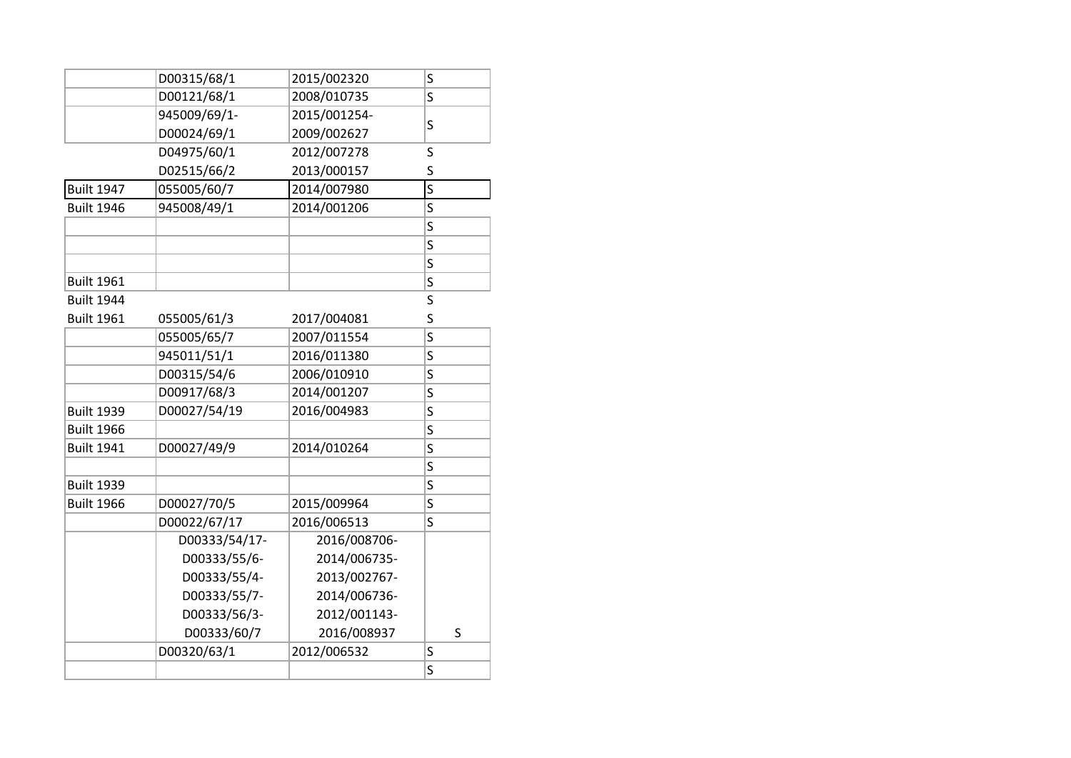| | | | |
|---|---|---|---|
| | D00315/68/1 | 2015/002320 | S |
| | D00121/68/1 | 2008/010735 | S |
| | 945009/69/1-<br>D00024/69/1 | 2015/001254-<br>2009/002627 | S |
| | D04975/60/1 | 2012/007278 | S |
| | D02515/66/2 | 2013/000157 | S |
| Built 1947 | 055005/60/7 | 2014/007980 | S |
| Built 1946 | 945008/49/1 | 2014/001206 | S |
| | | | S |
| | | | S |
| | | | S |
| Built 1961 | | | S |
| Built 1944 | | | S |
| Built 1961 | 055005/61/3 | 2017/004081 | S |
| | 055005/65/7 | 2007/011554 | S |
| | 945011/51/1 | 2016/011380 | S |
| | D00315/54/6 | 2006/010910 | S |
| | D00917/68/3 | 2014/001207 | S |
| Built 1939 | D00027/54/19 | 2016/004983 | S |
| Built 1966 | | | S |
| Built 1941 | D00027/49/9 | 2014/010264 | S |
| | | | S |
| Built 1939 | | | S |
| Built 1966 | D00027/70/5 | 2015/009964 | S |
| | D00022/67/17 | 2016/006513 | S |
| | D00333/54/17-<br>D00333/55/6-<br>D00333/55/4-<br>D00333/55/7-<br>D00333/56/3-<br>D00333/60/7 | 2016/008706-<br>2014/006735-<br>2013/002767-<br>2014/006736-<br>2012/001143-<br>2016/008937 | S |
| | D00320/63/1 | 2012/006532 | S |
| | | | S |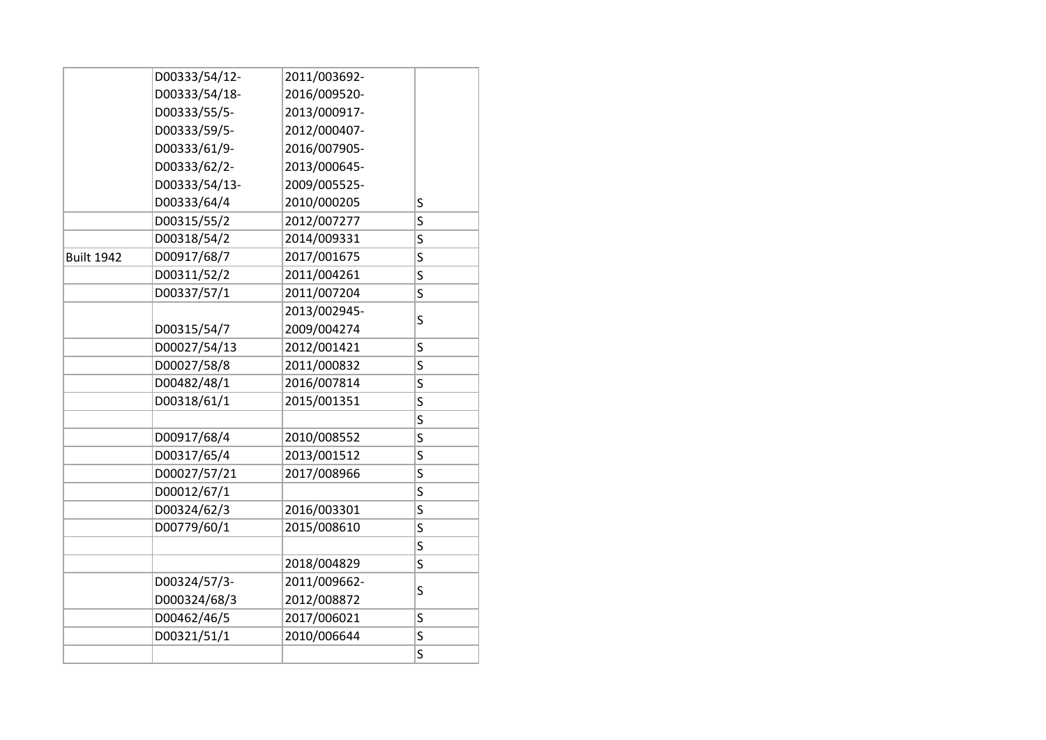| | | | |
|---|---|---|---|
| | D00333/54/12-<br>D00333/54/18-<br>D00333/55/5-<br>D00333/59/5-<br>D00333/61/9-<br>D00333/62/2-<br>D00333/54/13-<br>D00333/64/4 | 2011/003692-<br>2016/009520-<br>2013/000917-<br>2012/000407-<br>2016/007905-<br>2013/000645-<br>2009/005525-<br>2010/000205 | S |
| | D00315/55/2 | 2012/007277 | S |
| | D00318/54/2 | 2014/009331 | S |
| Built 1942 | D00917/68/7 | 2017/001675 | S |
| | D00311/52/2 | 2011/004261 | S |
| | D00337/57/1 | 2011/007204 | S |
| | D00315/54/7 | 2013/002945-<br>2009/004274 | S |
| | D00027/54/13 | 2012/001421 | S |
| | D00027/58/8 | 2011/000832 | S |
| | D00482/48/1 | 2016/007814 | S |
| | D00318/61/1 | 2015/001351 | S |
| | | | S |
| | D00917/68/4 | 2010/008552 | S |
| | D00317/65/4 | 2013/001512 | S |
| | D00027/57/21 | 2017/008966 | S |
| | D00012/67/1 | | S |
| | D00324/62/3 | 2016/003301 | S |
| | D00779/60/1 | 2015/008610 | S |
| | | | S |
| | | 2018/004829 | S |
| | D00324/57/3-<br>D000324/68/3 | 2011/009662-<br>2012/008872 | S |
| | D00462/46/5 | 2017/006021 | S |
| | D00321/51/1 | 2010/006644 | S |
| | | | S |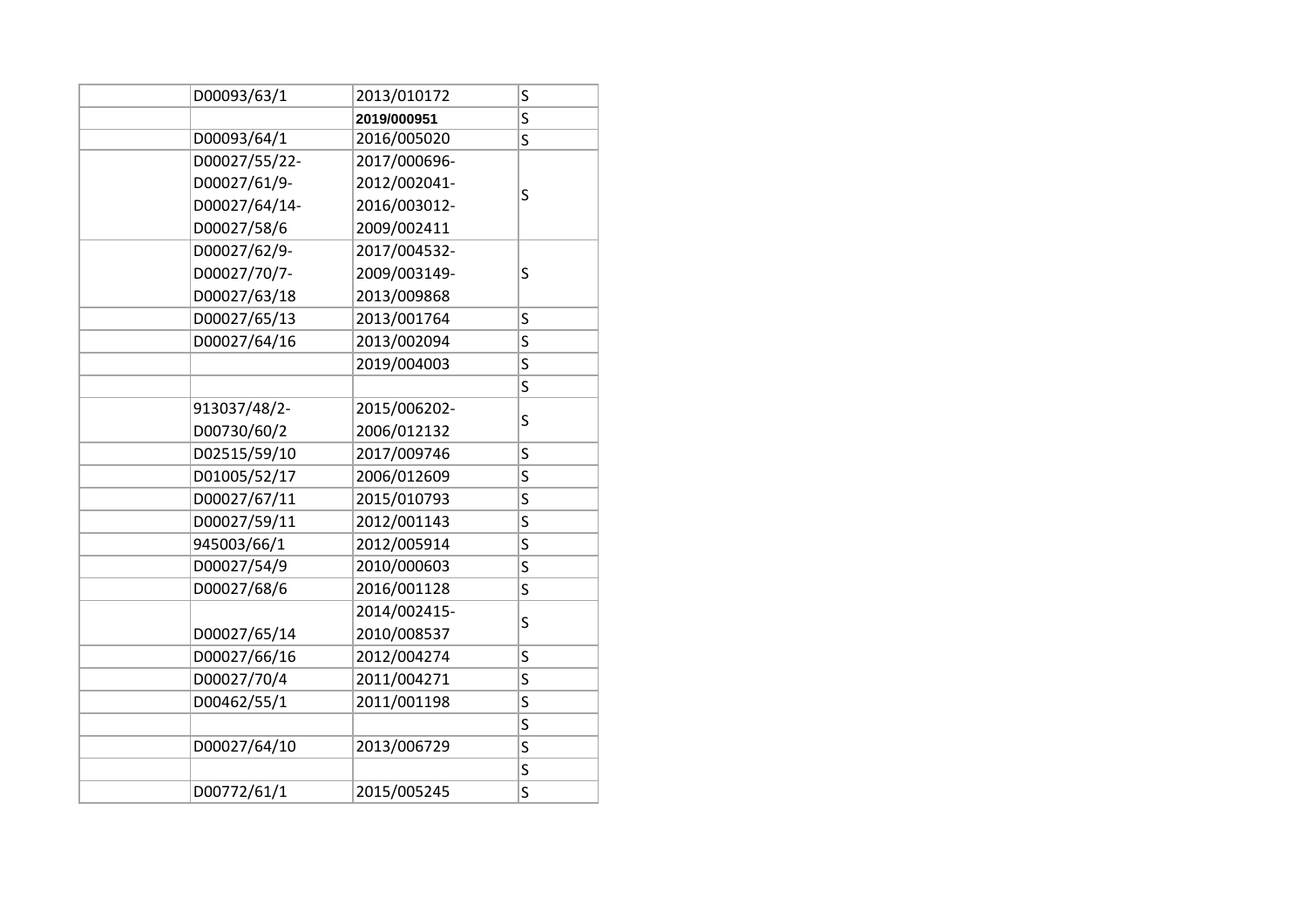| | | | |
|---|---|---|---|
| | D00093/63/1 | 2013/010172 | S |
| | | **2019/000951** | S |
| | D00093/64/1 | 2016/005020 | S |
| | D00027/55/22-<br>D00027/61/9-<br>D00027/64/14-<br>D00027/58/6 | 2017/000696-<br>2012/002041-<br>2016/003012-<br>2009/002411 | S |
| | D00027/62/9-<br>D00027/70/7-<br>D00027/63/18 | 2017/004532-<br>2009/003149-<br>2013/009868 | S |
| | D00027/65/13 | 2013/001764 | S |
| | D00027/64/16 | 2013/002094 | S |
| | | 2019/004003 | S |
| | | | S |
| | 913037/48/2-<br>D00730/60/2 | 2015/006202-<br>2006/012132 | S |
| | D02515/59/10 | 2017/009746 | S |
| | D01005/52/17 | 2006/012609 | S |
| | D00027/67/11 | 2015/010793 | S |
| | D00027/59/11 | 2012/001143 | S |
| | 945003/66/1 | 2012/005914 | S |
| | D00027/54/9 | 2010/000603 | S |
| | D00027/68/6 | 2016/001128 | S |
| | D00027/65/14 | 2014/002415-<br>2010/008537 | S |
| | D00027/66/16 | 2012/004274 | S |
| | D00027/70/4 | 2011/004271 | S |
| | D00462/55/1 | 2011/001198 | S |
| | | | S |
| | D00027/64/10 | 2013/006729 | S |
| | | | S |
| | D00772/61/1 | 2015/005245 | S |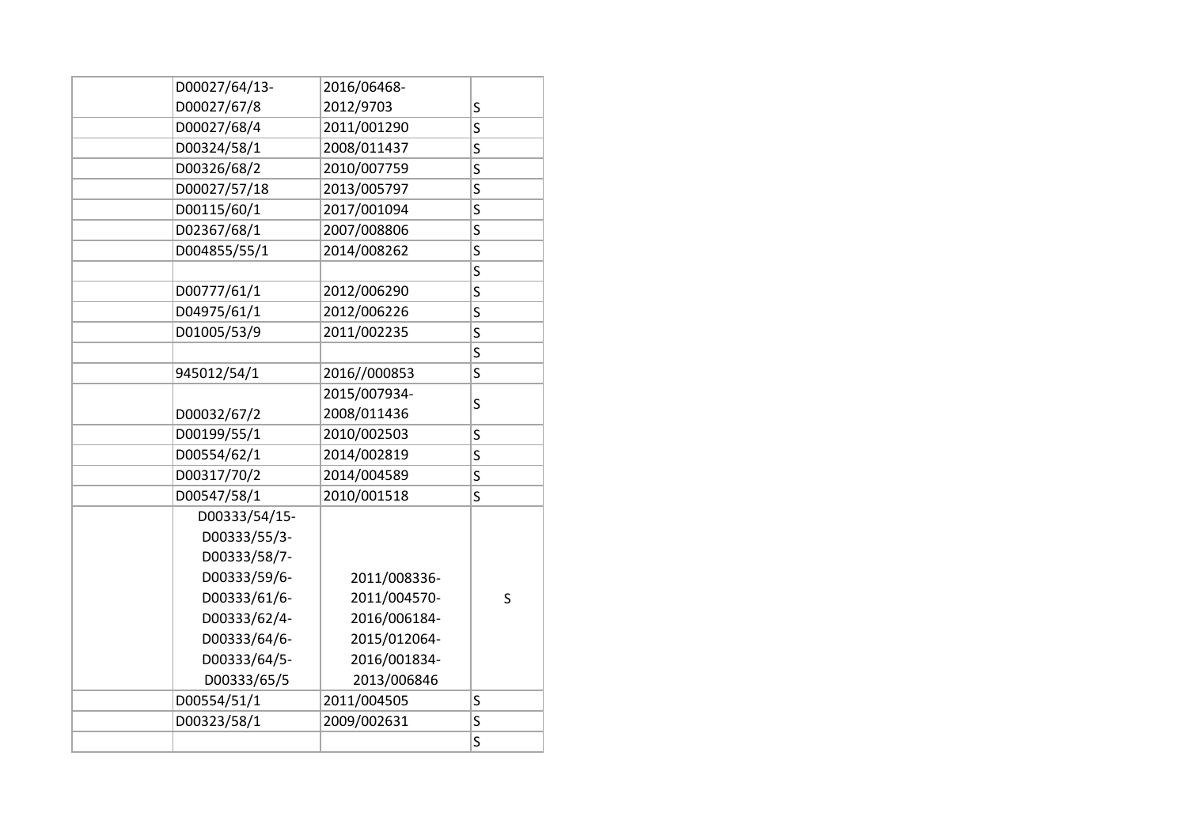| | | | |
|---|---|---|---|
| | D00027/64/13- D00027/67/8 | 2016/06468- 2012/9703 | S |
| | D00027/68/4 | 2011/001290 | S |
| | D00324/58/1 | 2008/011437 | S |
| | D00326/68/2 | 2010/007759 | S |
| | D00027/57/18 | 2013/005797 | S |
| | D00115/60/1 | 2017/001094 | S |
| | D02367/68/1 | 2007/008806 | S |
| | D004855/55/1 | 2014/008262 | S |
| | | | S |
| | D00777/61/1 | 2012/006290 | S |
| | D04975/61/1 | 2012/006226 | S |
| | D01005/53/9 | 2011/002235 | S |
| | | | S |
| | 945012/54/1 | 2016//000853 | S |
| | D00032/67/2 | 2015/007934- 2008/011436 | S |
| | D00199/55/1 | 2010/002503 | S |
| | D00554/62/1 | 2014/002819 | S |
| | D00317/70/2 | 2014/004589 | S |
| | D00547/58/1 | 2010/001518 | S |
| | D00333/54/15- D00333/55/3- D00333/58/7- D00333/59/6- D00333/61/6- D00333/62/4- D00333/64/6- D00333/64/5- D00333/65/5 | 2011/008336- 2011/004570- 2016/006184- 2015/012064- 2016/001834- 2013/006846 | S |
| | D00554/51/1 | 2011/004505 | S |
| | D00323/58/1 | 2009/002631 | S |
| | | | S |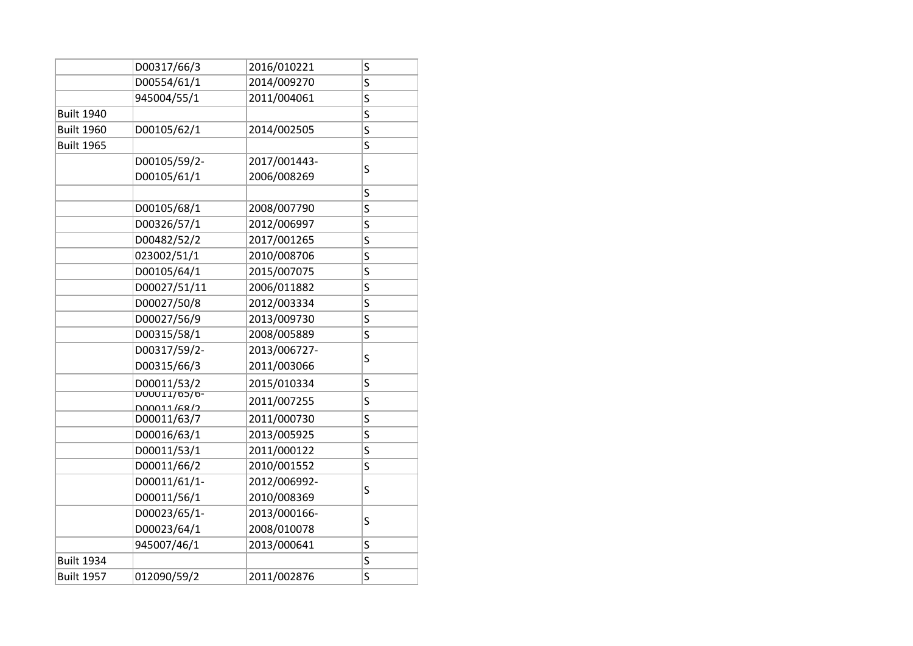| | | | |
|---|---|---|---|
| | D00317/66/3 | 2016/010221 | S |
| | D00554/61/1 | 2014/009270 | S |
| | 945004/55/1 | 2011/004061 | S |
| Built 1940 | | | S |
| Built 1960 | D00105/62/1 | 2014/002505 | S |
| Built 1965 | | | S |
| | D00105/59/2-D00105/61/1 | 2017/001443-2006/008269 | S |
| | | | S |
| | D00105/68/1 | 2008/007790 | S |
| | D00326/57/1 | 2012/006997 | S |
| | D00482/52/2 | 2017/001265 | S |
| | 023002/51/1 | 2010/008706 | S |
| | D00105/64/1 | 2015/007075 | S |
| | D00027/51/11 | 2006/011882 | S |
| | D00027/50/8 | 2012/003334 | S |
| | D00027/56/9 | 2013/009730 | S |
| | D00315/58/1 | 2008/005889 | S |
| | D00317/59/2-D00315/66/3 | 2013/006727-2011/003066 | S |
| | D00011/53/2 | 2015/010334 | S |
| | D00011/65/6-D00011/68/2 | 2011/007255 | S |
| | D00011/63/7 | 2011/000730 | S |
| | D00016/63/1 | 2013/005925 | S |
| | D00011/53/1 | 2011/000122 | S |
| | D00011/66/2 | 2010/001552 | S |
| | D00011/61/1-D00011/56/1 | 2012/006992-2010/008369 | S |
| | D00023/65/1-D00023/64/1 | 2013/000166-2008/010078 | S |
| | 945007/46/1 | 2013/000641 | S |
| Built 1934 | | | S |
| Built 1957 | 012090/59/2 | 2011/002876 | S |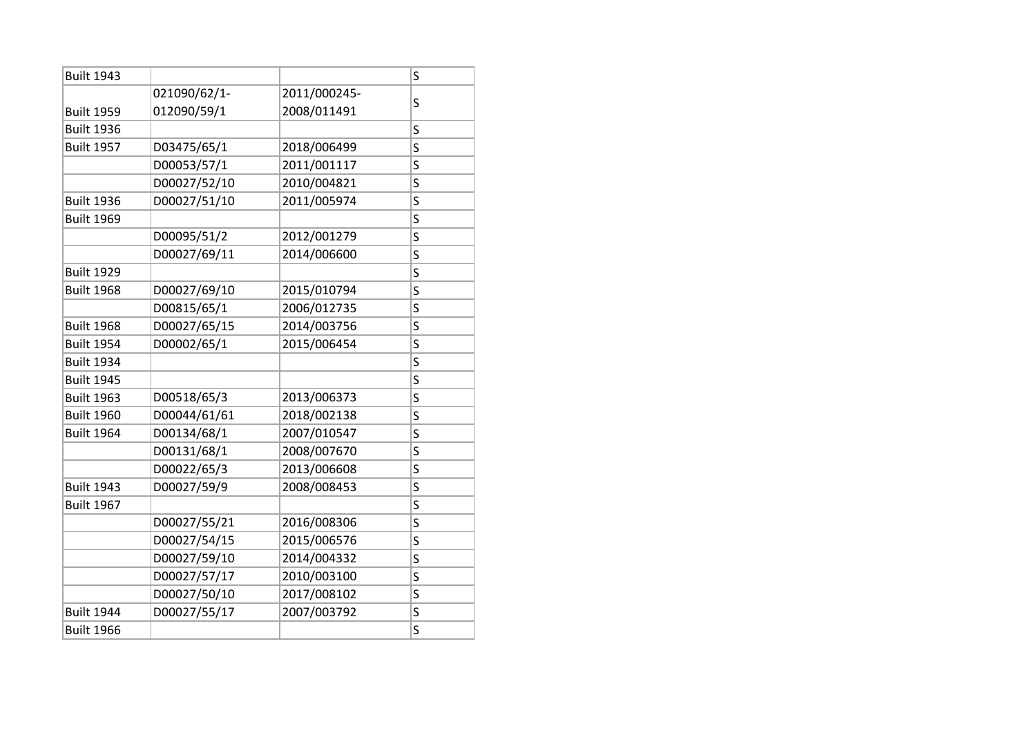| | | | |
|---|---|---|---|
| Built 1943 | | | S |
| Built 1959 | 021090/62/1-<br>012090/59/1 | 2011/000245-<br>2008/011491 | S |
| Built 1936 | | | S |
| Built 1957 | D03475/65/1 | 2018/006499 | S |
| | D00053/57/1 | 2011/001117 | S |
| | D00027/52/10 | 2010/004821 | S |
| Built 1936 | D00027/51/10 | 2011/005974 | S |
| Built 1969 | | | S |
| | D00095/51/2 | 2012/001279 | S |
| | D00027/69/11 | 2014/006600 | S |
| Built 1929 | | | S |
| Built 1968 | D00027/69/10 | 2015/010794 | S |
| | D00815/65/1 | 2006/012735 | S |
| Built 1968 | D00027/65/15 | 2014/003756 | S |
| Built 1954 | D00002/65/1 | 2015/006454 | S |
| Built 1934 | | | S |
| Built 1945 | | | S |
| Built 1963 | D00518/65/3 | 2013/006373 | S |
| Built 1960 | D00044/61/61 | 2018/002138 | S |
| Built 1964 | D00134/68/1 | 2007/010547 | S |
| | D00131/68/1 | 2008/007670 | S |
| | D00022/65/3 | 2013/006608 | S |
| Built 1943 | D00027/59/9 | 2008/008453 | S |
| Built 1967 | | | S |
| | D00027/55/21 | 2016/008306 | S |
| | D00027/54/15 | 2015/006576 | S |
| | D00027/59/10 | 2014/004332 | S |
| | D00027/57/17 | 2010/003100 | S |
| | D00027/50/10 | 2017/008102 | S |
| Built 1944 | D00027/55/17 | 2007/003792 | S |
| Built 1966 | | | S |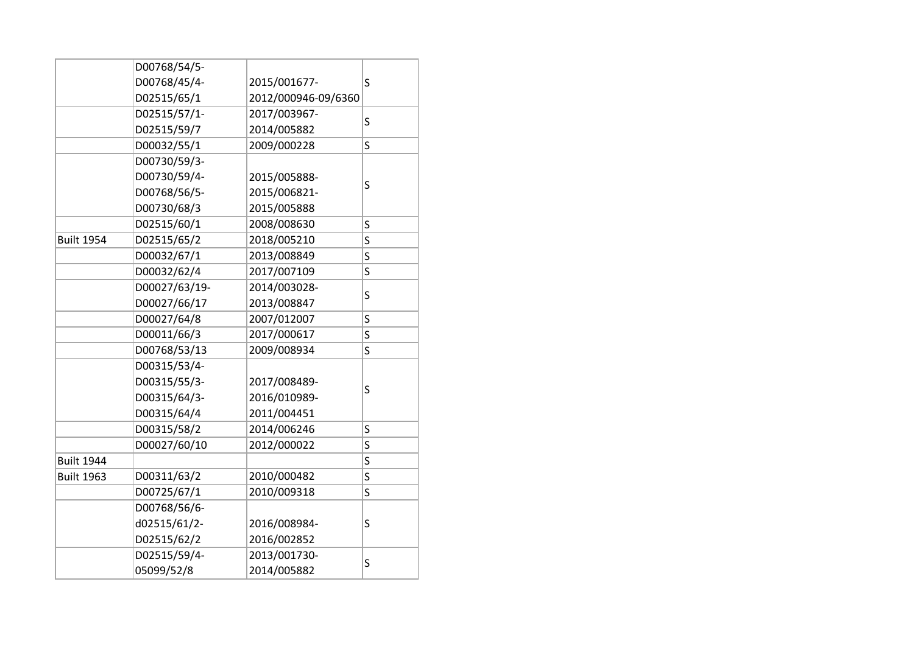| | | | |
|---|---|---|---|
| | D00768/54/5-<br>D00768/45/4-<br>D02515/65/1 | 2015/001677-<br>2012/000946-09/6360 | S |
| | D02515/57/1-<br>D02515/59/7 | 2017/003967-<br>2014/005882 | S |
| | D00032/55/1 | 2009/000228 | S |
| | D00730/59/3-<br>D00730/59/4-<br>D00768/56/5-<br>D00730/68/3 | 2015/005888-<br>2015/006821-<br>2015/005888 | S |
| | D02515/60/1 | 2008/008630 | S |
| Built 1954 | D02515/65/2 | 2018/005210 | S |
| | D00032/67/1 | 2013/008849 | S |
| | D00032/62/4 | 2017/007109 | S |
| | D00027/63/19-<br>D00027/66/17 | 2014/003028-<br>2013/008847 | S |
| | D00027/64/8 | 2007/012007 | S |
| | D00011/66/3 | 2017/000617 | S |
| | D00768/53/13 | 2009/008934 | S |
| | D00315/53/4-<br>D00315/55/3-<br>D00315/64/3-<br>D00315/64/4 | 2017/008489-<br>2016/010989-<br>2011/004451 | S |
| | D00315/58/2 | 2014/006246 | S |
| | D00027/60/10 | 2012/000022 | S |
| Built 1944 | | | S |
| Built 1963 | D00311/63/2 | 2010/000482 | S |
| | D00725/67/1 | 2010/009318 | S |
| | D00768/56/6-<br>d02515/61/2-<br>D02515/62/2 | 2016/008984-<br>2016/002852 | S |
| | D02515/59/4-<br>05099/52/8 | 2013/001730-<br>2014/005882 | S |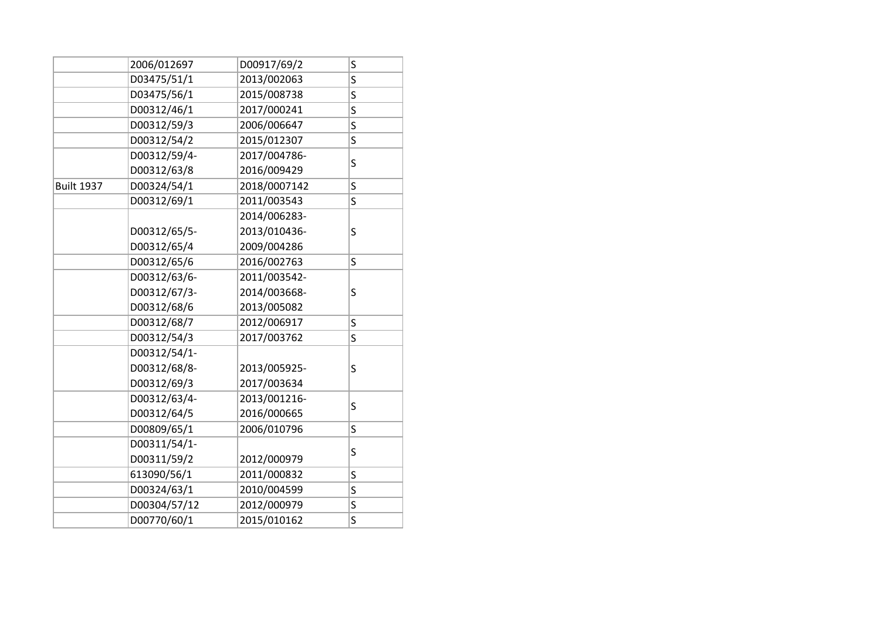| | | | |
|---|---|---|---|
| | 2006/012697 | D00917/69/2 | S |
| | D03475/51/1 | 2013/002063 | S |
| | D03475/56/1 | 2015/008738 | S |
| | D00312/46/1 | 2017/000241 | S |
| | D00312/59/3 | 2006/006647 | S |
| | D00312/54/2 | 2015/012307 | S |
| | D00312/59/4- D00312/63/8 | 2017/004786- 2016/009429 | S |
| Built 1937 | D00324/54/1 | 2018/0007142 | S |
| | D00312/69/1 | 2011/003543 | S |
| | D00312/65/5- D00312/65/4 | 2014/006283- 2013/010436- 2009/004286 | S |
| | D00312/65/6 | 2016/002763 | S |
| | D00312/63/6- D00312/67/3- D00312/68/6 | 2011/003542- 2014/003668- 2013/005082 | S |
| | D00312/68/7 | 2012/006917 | S |
| | D00312/54/3 | 2017/003762 | S |
| | D00312/54/1- D00312/68/8- D00312/69/3 | 2013/005925- 2017/003634 | S |
| | D00312/63/4- D00312/64/5 | 2013/001216- 2016/000665 | S |
| | D00809/65/1 | 2006/010796 | S |
| | D00311/54/1- D00311/59/2 | 2012/000979 | S |
| | 613090/56/1 | 2011/000832 | S |
| | D00324/63/1 | 2010/004599 | S |
| | D00304/57/12 | 2012/000979 | S |
| | D00770/60/1 | 2015/010162 | S |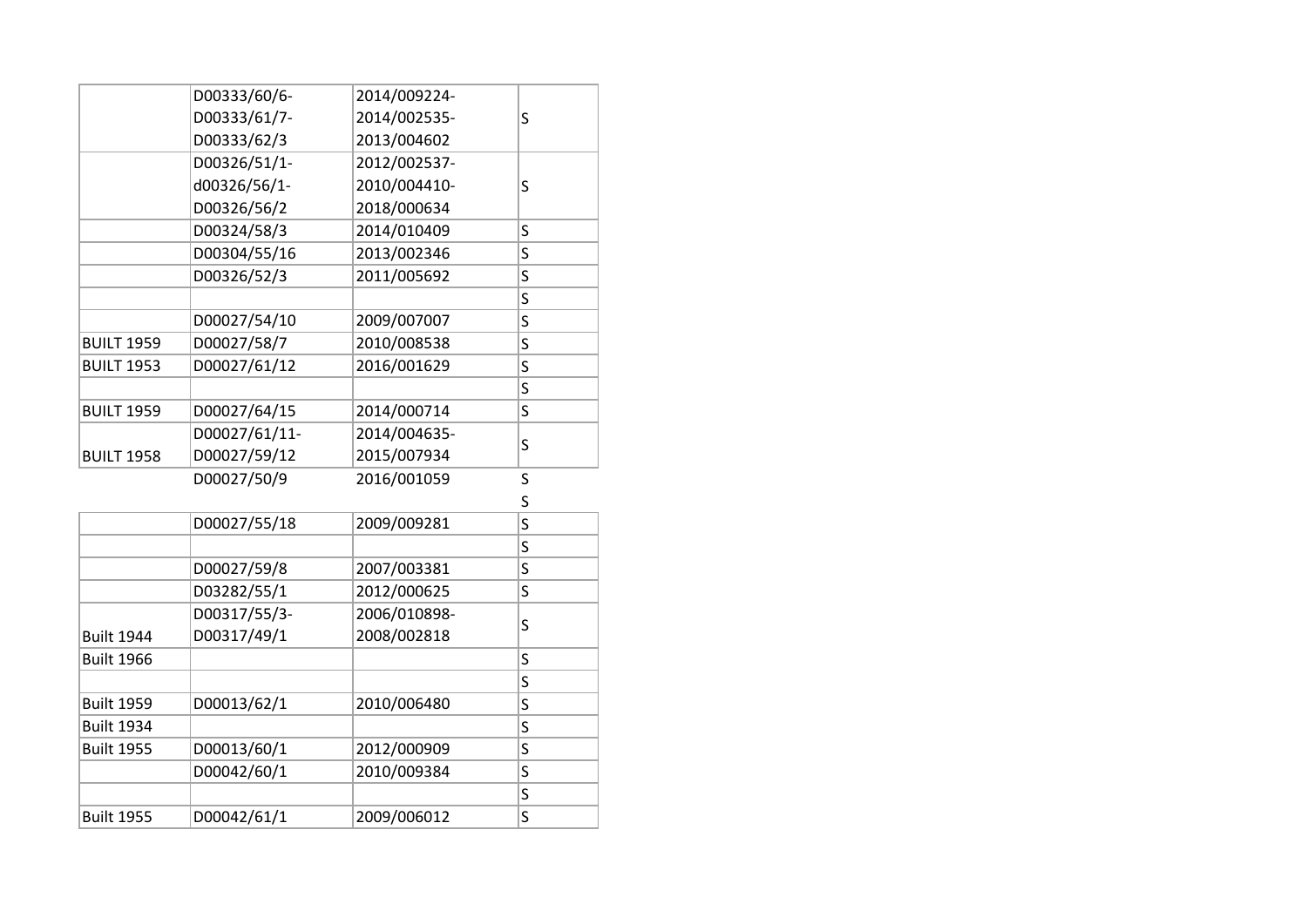|  |  |  |  |
|---|---|---|---|
|  | D00333/60/6-<br>D00333/61/7-<br>D00333/62/3 | 2014/009224-<br>2014/002535-<br>2013/004602 | S |
|  | D00326/51/1-<br>d00326/56/1-<br>D00326/56/2 | 2012/002537-<br>2010/004410-<br>2018/000634 | S |
|  | D00324/58/3 | 2014/010409 | S |
|  | D00304/55/16 | 2013/002346 | S |
|  | D00326/52/3 | 2011/005692 | S |
|  |  |  | S |
|  | D00027/54/10 | 2009/007007 | S |
| BUILT 1959 | D00027/58/7 | 2010/008538 | S |
| BUILT 1953 | D00027/61/12 | 2016/001629 | S |
|  |  |  | S |
| BUILT 1959 | D00027/64/15 | 2014/000714 | S |
| BUILT 1958 | D00027/61/11-<br>D00027/59/12 | 2014/004635-<br>2015/007934 | S |
|  | D00027/50/9 | 2016/001059 | S |
|  |  |  | S |
|  | D00027/55/18 | 2009/009281 | S |
|  |  |  | S |
|  | D00027/59/8 | 2007/003381 | S |
|  | D03282/55/1 | 2012/000625 | S |
| Built 1944 | D00317/55/3-<br>D00317/49/1 | 2006/010898-<br>2008/002818 | S |
| Built 1966 |  |  | S |
|  |  |  | S |
| Built 1959 | D00013/62/1 | 2010/006480 | S |
| Built 1934 |  |  | S |
| Built 1955 | D00013/60/1 | 2012/000909 | S |
|  | D00042/60/1 | 2010/009384 | S |
|  |  |  | S |
| Built 1955 | D00042/61/1 | 2009/006012 | S |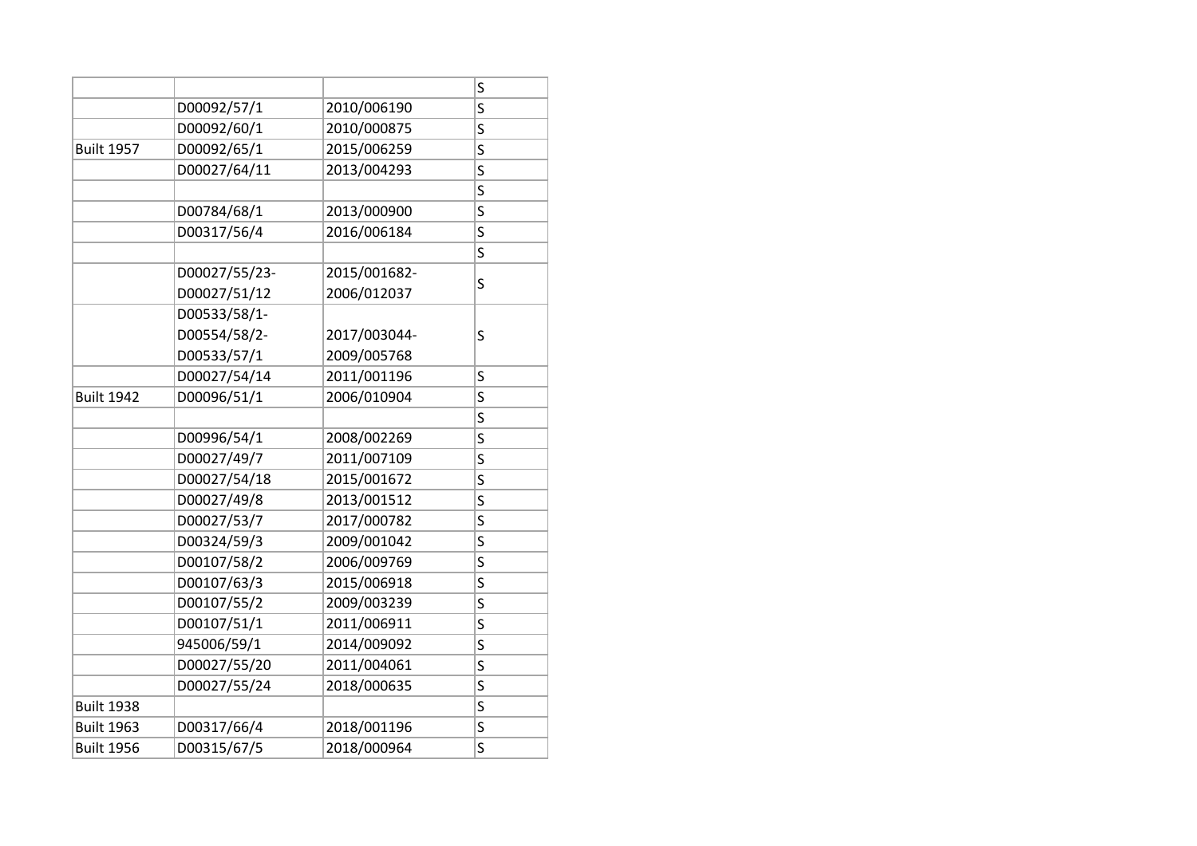| | | | |
|---|---|---|---|
| | | | S |
| | D00092/57/1 | 2010/006190 | S |
| | D00092/60/1 | 2010/000875 | S |
| Built 1957 | D00092/65/1 | 2015/006259 | S |
| | D00027/64/11 | 2013/004293 | S |
| | | | S |
| | D00784/68/1 | 2013/000900 | S |
| | D00317/56/4 | 2016/006184 | S |
| | | | S |
| | D00027/55/23-<br>D00027/51/12 | 2015/001682-<br>2006/012037 | S |
| | D00533/58/1-<br>D00554/58/2-<br>D00533/57/1 | 2017/003044-<br>2009/005768 | S |
| | D00027/54/14 | 2011/001196 | S |
| Built 1942 | D00096/51/1 | 2006/010904 | S |
| | | | S |
| | D00996/54/1 | 2008/002269 | S |
| | D00027/49/7 | 2011/007109 | S |
| | D00027/54/18 | 2015/001672 | S |
| | D00027/49/8 | 2013/001512 | S |
| | D00027/53/7 | 2017/000782 | S |
| | D00324/59/3 | 2009/001042 | S |
| | D00107/58/2 | 2006/009769 | S |
| | D00107/63/3 | 2015/006918 | S |
| | D00107/55/2 | 2009/003239 | S |
| | D00107/51/1 | 2011/006911 | S |
| | 945006/59/1 | 2014/009092 | S |
| | D00027/55/20 | 2011/004061 | S |
| | D00027/55/24 | 2018/000635 | S |
| Built 1938 | | | S |
| Built 1963 | D00317/66/4 | 2018/001196 | S |
| Built 1956 | D00315/67/5 | 2018/000964 | S |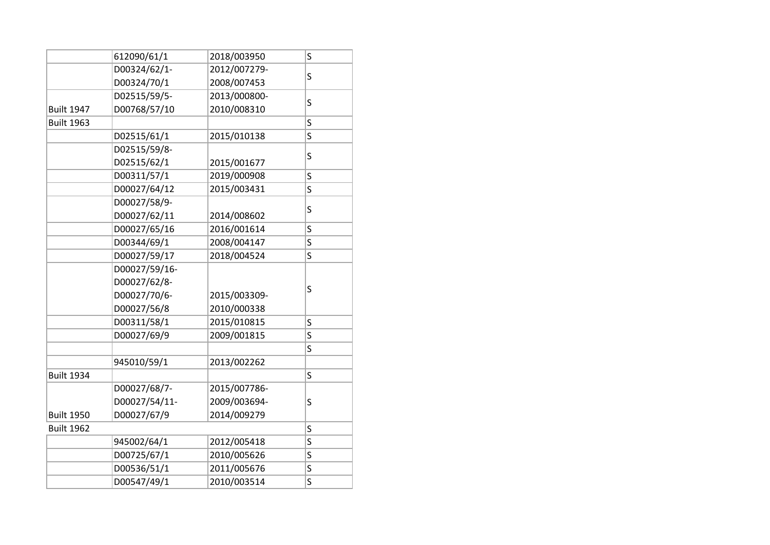| | | | |
|---|---|---|---|
| | 612090/61/1 | 2018/003950 | S |
| | D00324/62/1-<br>D00324/70/1 | 2012/007279-<br>2008/007453 | S |
| Built 1947 | D02515/59/5-<br>D00768/57/10 | 2013/000800-<br>2010/008310 | S |
| Built 1963 | | | S |
| | D02515/61/1 | 2015/010138 | S |
| | D02515/59/8-<br>D02515/62/1 | 2015/001677 | S |
| | D00311/57/1 | 2019/000908 | S |
| | D00027/64/12 | 2015/003431 | S |
| | D00027/58/9-<br>D00027/62/11 | 2014/008602 | S |
| | D00027/65/16 | 2016/001614 | S |
| | D00344/69/1 | 2008/004147 | S |
| | D00027/59/17 | 2018/004524 | S |
| | D00027/59/16-<br>D00027/62/8-<br>D00027/70/6-<br>D00027/56/8 | 2015/003309-<br>2010/000338 | S |
| | D00311/58/1 | 2015/010815 | S |
| | D00027/69/9 | 2009/001815 | S |
| | | | S |
| | 945010/59/1 | 2013/002262 | |
| Built 1934 | | | S |
| Built 1950 | D00027/68/7-<br>D00027/54/11-<br>D00027/67/9 | 2015/007786-<br>2009/003694-<br>2014/009279 | S |
| Built 1962 | | | S |
| | 945002/64/1 | 2012/005418 | S |
| | D00725/67/1 | 2010/005626 | S |
| | D00536/51/1 | 2011/005676 | S |
| | D00547/49/1 | 2010/003514 | S |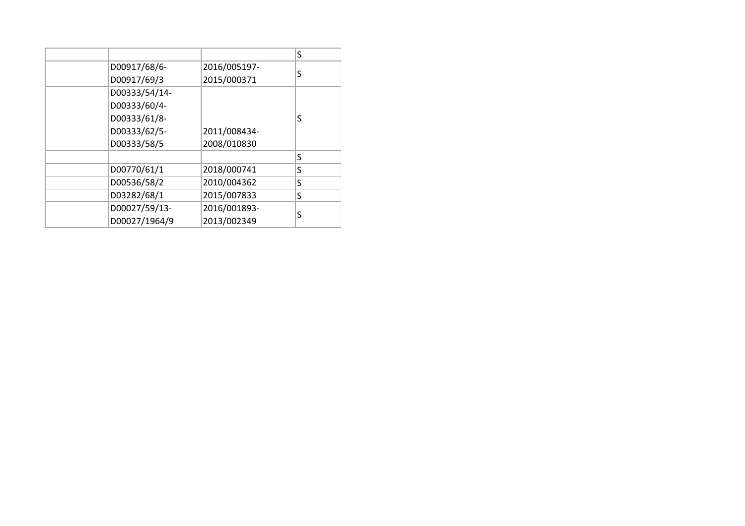| | | | |
|---|---|---|---|
| | | | S |
| | D00917/68/6-D00917/69/3 | 2016/005197-2015/000371 | S |
| | D00333/54/14-D00333/60/4-D00333/61/8-D00333/62/5-D00333/58/5 | 2011/008434-2008/010830 | S |
| | | | S |
| | D00770/61/1 | 2018/000741 | S |
| | D00536/58/2 | 2010/004362 | S |
| | D03282/68/1 | 2015/007833 | S |
| | D00027/59/13-D00027/1964/9 | 2016/001893-2013/002349 | S |